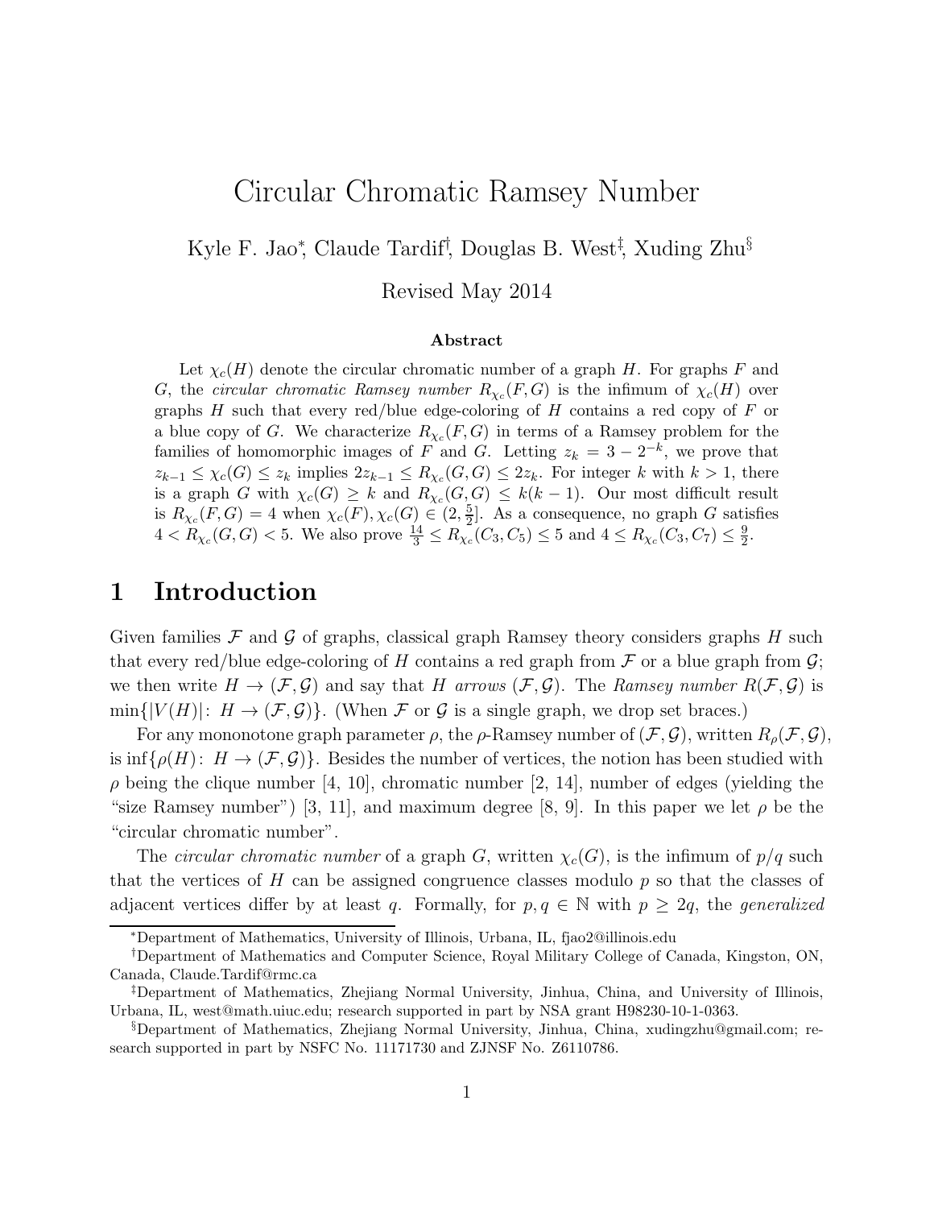# Circular Chromatic Ramsey Number

Kyle F. Jao[*], Claude Tardif[†], Douglas B. West[‡], Xuding Zhu[§]

Revised May 2014

### Abstract

Let $\chi_c(H)$ denote the circular chromatic number of a graph $H$. For graphs $F$ and $G$, the *circular chromatic Ramsey number* $R_{\chi_c}(F,G)$ is the infimum of $\chi_c(H)$ over graphs $H$ such that every red/blue edge-coloring of $H$ contains a red copy of $F$ or a blue copy of $G$. We characterize $R_{\chi_c}(F,G)$ in terms of a Ramsey problem for the families of homomorphic images of $F$ and $G$. Letting $z_k = 3 - 2^{-k}$, we prove that $z_{k-1} \le \chi_c(G) \le z_k$ implies $2z_{k-1} \le R_{\chi_c}(G,G) \le 2z_k$. For integer $k$ with $k > 1$, there is a graph $G$ with $\chi_c(G) \ge k$ and $R_{\chi_c}(G,G) \le k(k-1)$. Our most difficult result is $R_{\chi_c}(F,G) = 4$ when $\chi_c(F), \chi_c(G) \in (2, \frac{5}{2}]$. As a consequence, no graph $G$ satisfies $4 < R_{\chi_c}(G,G) < 5$. We also prove $\frac{14}{3} \le R_{\chi_c}(C_3, C_5) \le 5$ and $4 \le R_{\chi_c}(C_3, C_7) \le \frac{9}{2}$.

## 1 Introduction

Given families $\mathcal{F}$ and $\mathcal{G}$ of graphs, classical graph Ramsey theory considers graphs $H$ such that every red/blue edge-coloring of $H$ contains a red graph from $\mathcal{F}$ or a blue graph from $\mathcal{G}$; we then write $H \to (\mathcal{F}, \mathcal{G})$ and say that $H$ *arrows* $(\mathcal{F}, \mathcal{G})$. The *Ramsey number* $R(\mathcal{F}, \mathcal{G})$ is $\min\{|V(H)| : H \to (\mathcal{F}, \mathcal{G})\}$. (When $\mathcal{F}$ or $\mathcal{G}$ is a single graph, we drop set braces.)

For any mononotone graph parameter $\rho$, the $\rho$-Ramsey number of $(\mathcal{F}, \mathcal{G})$, written $R_\rho(\mathcal{F}, \mathcal{G})$, is $\inf\{\rho(H) : H \to (\mathcal{F}, \mathcal{G})\}$. Besides the number of vertices, the notion has been studied with $\rho$ being the clique number [4, 10], chromatic number [2, 14], number of edges (yielding the "size Ramsey number") [3, 11], and maximum degree [8, 9]. In this paper we let $\rho$ be the "circular chromatic number".

The *circular chromatic number* of a graph $G$, written $\chi_c(G)$, is the infimum of $p/q$ such that the vertices of $H$ can be assigned congruence classes modulo $p$ so that the classes of adjacent vertices differ by at least $q$. Formally, for $p, q \in \mathbb{N}$ with $p \ge 2q$, the *generalized*

---

[*] Department of Mathematics, University of Illinois, Urbana, IL, fjao2@illinois.edu

[†] Department of Mathematics and Computer Science, Royal Military College of Canada, Kingston, ON, Canada, Claude.Tardif@rmc.ca

[‡] Department of Mathematics, Zhejiang Normal University, Jinhua, China, and University of Illinois, Urbana, IL, west@math.uiuc.edu; research supported in part by NSA grant H98230-10-1-0363.

[§] Department of Mathematics, Zhejiang Normal University, Jinhua, China, xudingzhu@gmail.com; research supported in part by NSFC No. 11171730 and ZJNSF No. Z6110786.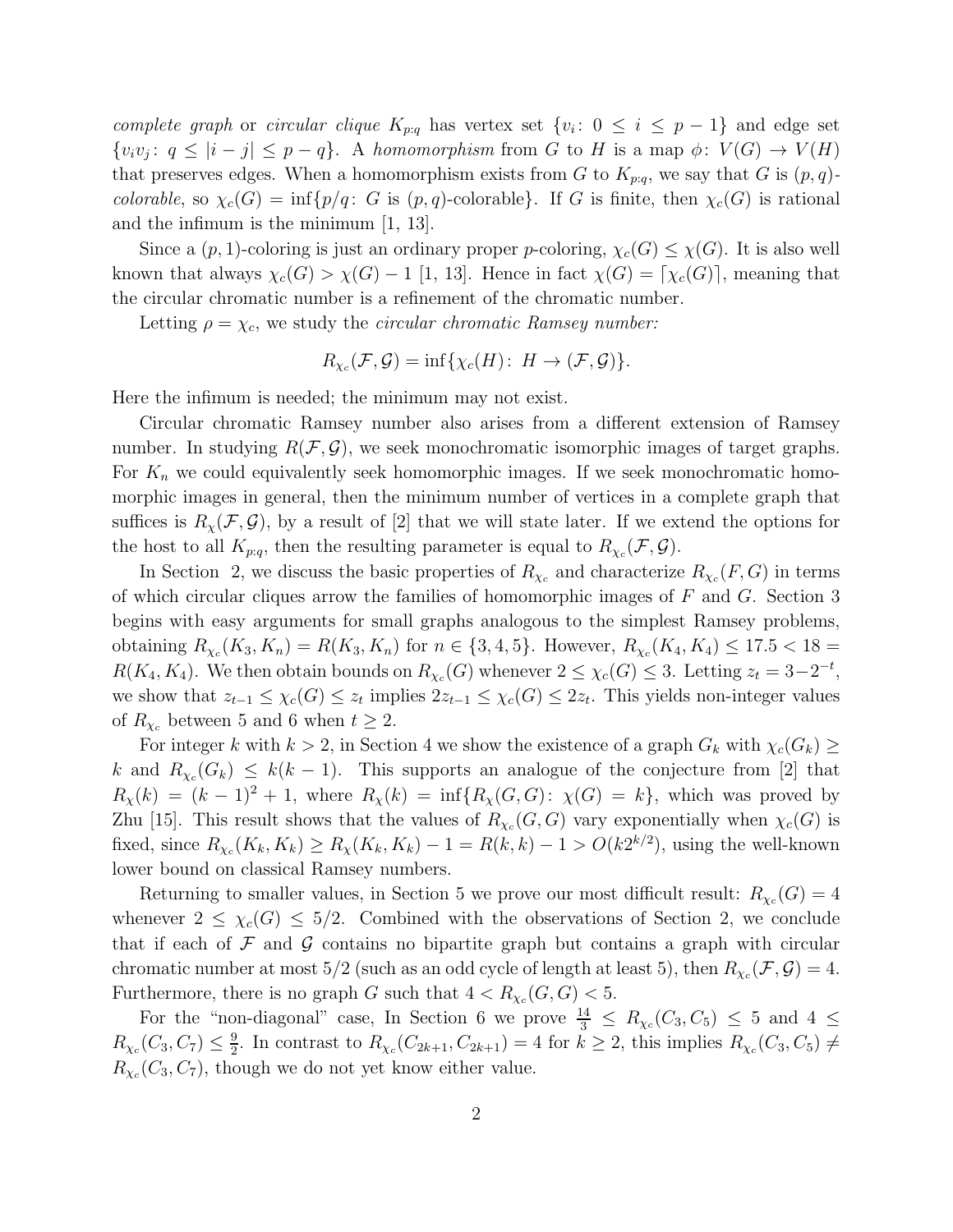*complete graph* or *circular clique* $K_{p:q}$ has vertex set $\{v_i\colon 0 \le i \le p-1\}$ and edge set $\{v_iv_j\colon q \le |i-j| \le p-q\}$. A *homomorphism* from $G$ to $H$ is a map $\phi\colon V(G) \to V(H)$ that preserves edges. When a homomorphism exists from $G$ to $K_{p:q}$, we say that $G$ is $(p,q)$-*colorable*, so $\chi_c(G) = \inf\{p/q\colon G \text{ is } (p,q)\text{-colorable}\}$. If $G$ is finite, then $\chi_c(G)$ is rational and the infimum is the minimum [1, 13].

Since a $(p,1)$-coloring is just an ordinary proper $p$-coloring, $\chi_c(G) \le \chi(G)$. It is also well known that always $\chi_c(G) > \chi(G) - 1$ [1, 13]. Hence in fact $\chi(G) = \lceil \chi_c(G) \rceil$, meaning that the circular chromatic number is a refinement of the chromatic number.

Letting $\rho = \chi_c$, we study the *circular chromatic Ramsey number:*

$$R_{\chi_c}(\mathcal{F}, \mathcal{G}) = \inf\{\chi_c(H)\colon H \to (\mathcal{F}, \mathcal{G})\}.$$

Here the infimum is needed; the minimum may not exist.

Circular chromatic Ramsey number also arises from a different extension of Ramsey number. In studying $R(\mathcal{F}, \mathcal{G})$, we seek monochromatic isomorphic images of target graphs. For $K_n$ we could equivalently seek homomorphic images. If we seek monochromatic homomorphic images in general, then the minimum number of vertices in a complete graph that suffices is $R_\chi(\mathcal{F}, \mathcal{G})$, by a result of [2] that we will state later. If we extend the options for the host to all $K_{p:q}$, then the resulting parameter is equal to $R_{\chi_c}(\mathcal{F}, \mathcal{G})$.

In Section 2, we discuss the basic properties of $R_{\chi_c}$ and characterize $R_{\chi_c}(F, G)$ in terms of which circular cliques arrow the families of homomorphic images of $F$ and $G$. Section 3 begins with easy arguments for small graphs analogous to the simplest Ramsey problems, obtaining $R_{\chi_c}(K_3, K_n) = R(K_3, K_n)$ for $n \in \{3,4,5\}$. However, $R_{\chi_c}(K_4, K_4) \le 17.5 < 18 = R(K_4, K_4)$. We then obtain bounds on $R_{\chi_c}(G)$ whenever $2 \le \chi_c(G) \le 3$. Letting $z_t = 3 - 2^{-t}$, we show that $z_{t-1} \le \chi_c(G) \le z_t$ implies $2z_{t-1} \le \chi_c(G) \le 2z_t$. This yields non-integer values of $R_{\chi_c}$ between 5 and 6 when $t \ge 2$.

For integer $k$ with $k > 2$, in Section 4 we show the existence of a graph $G_k$ with $\chi_c(G_k) \ge k$ and $R_{\chi_c}(G_k) \le k(k-1)$. This supports an analogue of the conjecture from [2] that $R_\chi(k) = (k-1)^2 + 1$, where $R_\chi(k) = \inf\{R_\chi(G,G)\colon \chi(G) = k\}$, which was proved by Zhu [15]. This result shows that the values of $R_{\chi_c}(G,G)$ vary exponentially when $\chi_c(G)$ is fixed, since $R_{\chi_c}(K_k, K_k) \ge R_\chi(K_k, K_k) - 1 = R(k,k) - 1 > O(k2^{k/2})$, using the well-known lower bound on classical Ramsey numbers.

Returning to smaller values, in Section 5 we prove our most difficult result: $R_{\chi_c}(G) = 4$ whenever $2 \le \chi_c(G) \le 5/2$. Combined with the observations of Section 2, we conclude that if each of $\mathcal{F}$ and $\mathcal{G}$ contains no bipartite graph but contains a graph with circular chromatic number at most $5/2$ (such as an odd cycle of length at least 5), then $R_{\chi_c}(\mathcal{F}, \mathcal{G}) = 4$. Furthermore, there is no graph $G$ such that $4 < R_{\chi_c}(G,G) < 5$.

For the "non-diagonal" case, In Section 6 we prove $\frac{14}{3} \le R_{\chi_c}(C_3, C_5) \le 5$ and $4 \le R_{\chi_c}(C_3, C_7) \le \frac{9}{2}$. In contrast to $R_{\chi_c}(C_{2k+1}, C_{2k+1}) = 4$ for $k \ge 2$, this implies $R_{\chi_c}(C_3, C_5) \ne R_{\chi_c}(C_3, C_7)$, though we do not yet know either value.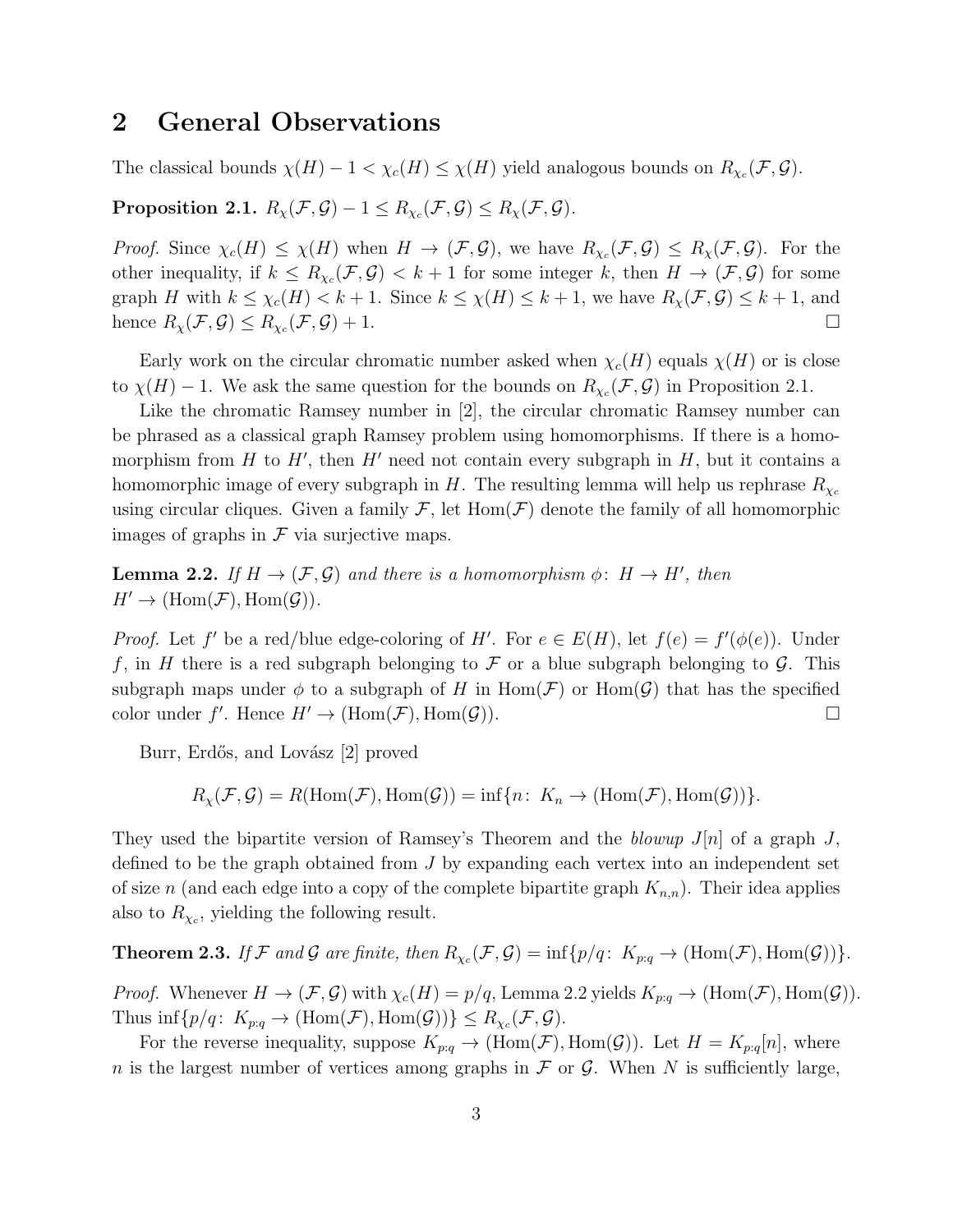## 2 General Observations

The classical bounds $\chi(H) - 1 < \chi_c(H) \le \chi(H)$ yield analogous bounds on $R_{\chi_c}(\mathcal{F}, \mathcal{G})$.

**Proposition 2.1.** *$R_\chi(\mathcal{F}, \mathcal{G}) - 1 \le R_{\chi_c}(\mathcal{F}, \mathcal{G}) \le R_\chi(\mathcal{F}, \mathcal{G})$.*

*Proof.* Since $\chi_c(H) \le \chi(H)$ when $H \to (\mathcal{F}, \mathcal{G})$, we have $R_{\chi_c}(\mathcal{F}, \mathcal{G}) \le R_\chi(\mathcal{F}, \mathcal{G})$. For the other inequality, if $k \le R_{\chi_c}(\mathcal{F}, \mathcal{G}) < k + 1$ for some integer $k$, then $H \to (\mathcal{F}, \mathcal{G})$ for some graph $H$ with $k \le \chi_c(H) < k + 1$. Since $k \le \chi(H) \le k + 1$, we have $R_\chi(\mathcal{F}, \mathcal{G}) \le k + 1$, and hence $R_\chi(\mathcal{F}, \mathcal{G}) \le R_{\chi_c}(\mathcal{F}, \mathcal{G}) + 1$. □

Early work on the circular chromatic number asked when $\chi_c(H)$ equals $\chi(H)$ or is close to $\chi(H) - 1$. We ask the same question for the bounds on $R_{\chi_c}(\mathcal{F}, \mathcal{G})$ in Proposition 2.1.

Like the chromatic Ramsey number in [2], the circular chromatic Ramsey number can be phrased as a classical graph Ramsey problem using homomorphisms. If there is a homomorphism from $H$ to $H'$, then $H'$ need not contain every subgraph in $H$, but it contains a homomorphic image of every subgraph in $H$. The resulting lemma will help us rephrase $R_{\chi_c}$ using circular cliques. Given a family $\mathcal{F}$, let $\mathrm{Hom}(\mathcal{F})$ denote the family of all homomorphic images of graphs in $\mathcal{F}$ via surjective maps.

**Lemma 2.2.** *If $H \to (\mathcal{F}, \mathcal{G})$ and there is a homomorphism $\phi\colon H \to H'$, then $H' \to (\mathrm{Hom}(\mathcal{F}), \mathrm{Hom}(\mathcal{G}))$.*

*Proof.* Let $f'$ be a red/blue edge-coloring of $H'$. For $e \in E(H)$, let $f(e) = f'(\phi(e))$. Under $f$, in $H$ there is a red subgraph belonging to $\mathcal{F}$ or a blue subgraph belonging to $\mathcal{G}$. This subgraph maps under $\phi$ to a subgraph of $H$ in $\mathrm{Hom}(\mathcal{F})$ or $\mathrm{Hom}(\mathcal{G})$ that has the specified color under $f'$. Hence $H' \to (\mathrm{Hom}(\mathcal{F}), \mathrm{Hom}(\mathcal{G}))$. □

Burr, Erdős, and Lovász [2] proved

$$R_\chi(\mathcal{F}, \mathcal{G}) = R(\mathrm{Hom}(\mathcal{F}), \mathrm{Hom}(\mathcal{G})) = \inf\{n\colon\ K_n \to (\mathrm{Hom}(\mathcal{F}), \mathrm{Hom}(\mathcal{G}))\}.$$

They used the bipartite version of Ramsey's Theorem and the *blowup* $J[n]$ of a graph $J$, defined to be the graph obtained from $J$ by expanding each vertex into an independent set of size $n$ (and each edge into a copy of the complete bipartite graph $K_{n,n}$). Their idea applies also to $R_{\chi_c}$, yielding the following result.

**Theorem 2.3.** *If $\mathcal{F}$ and $\mathcal{G}$ are finite, then $R_{\chi_c}(\mathcal{F}, \mathcal{G}) = \inf\{p/q\colon\ K_{p:q} \to (\mathrm{Hom}(\mathcal{F}), \mathrm{Hom}(\mathcal{G}))\}$.*

*Proof.* Whenever $H \to (\mathcal{F}, \mathcal{G})$ with $\chi_c(H) = p/q$, Lemma 2.2 yields $K_{p:q} \to (\mathrm{Hom}(\mathcal{F}), \mathrm{Hom}(\mathcal{G}))$. Thus $\inf\{p/q\colon\ K_{p:q} \to (\mathrm{Hom}(\mathcal{F}), \mathrm{Hom}(\mathcal{G}))\} \le R_{\chi_c}(\mathcal{F}, \mathcal{G})$.

For the reverse inequality, suppose $K_{p:q} \to (\mathrm{Hom}(\mathcal{F}), \mathrm{Hom}(\mathcal{G}))$. Let $H = K_{p:q}[n]$, where $n$ is the largest number of vertices among graphs in $\mathcal{F}$ or $\mathcal{G}$. When $N$ is sufficiently large,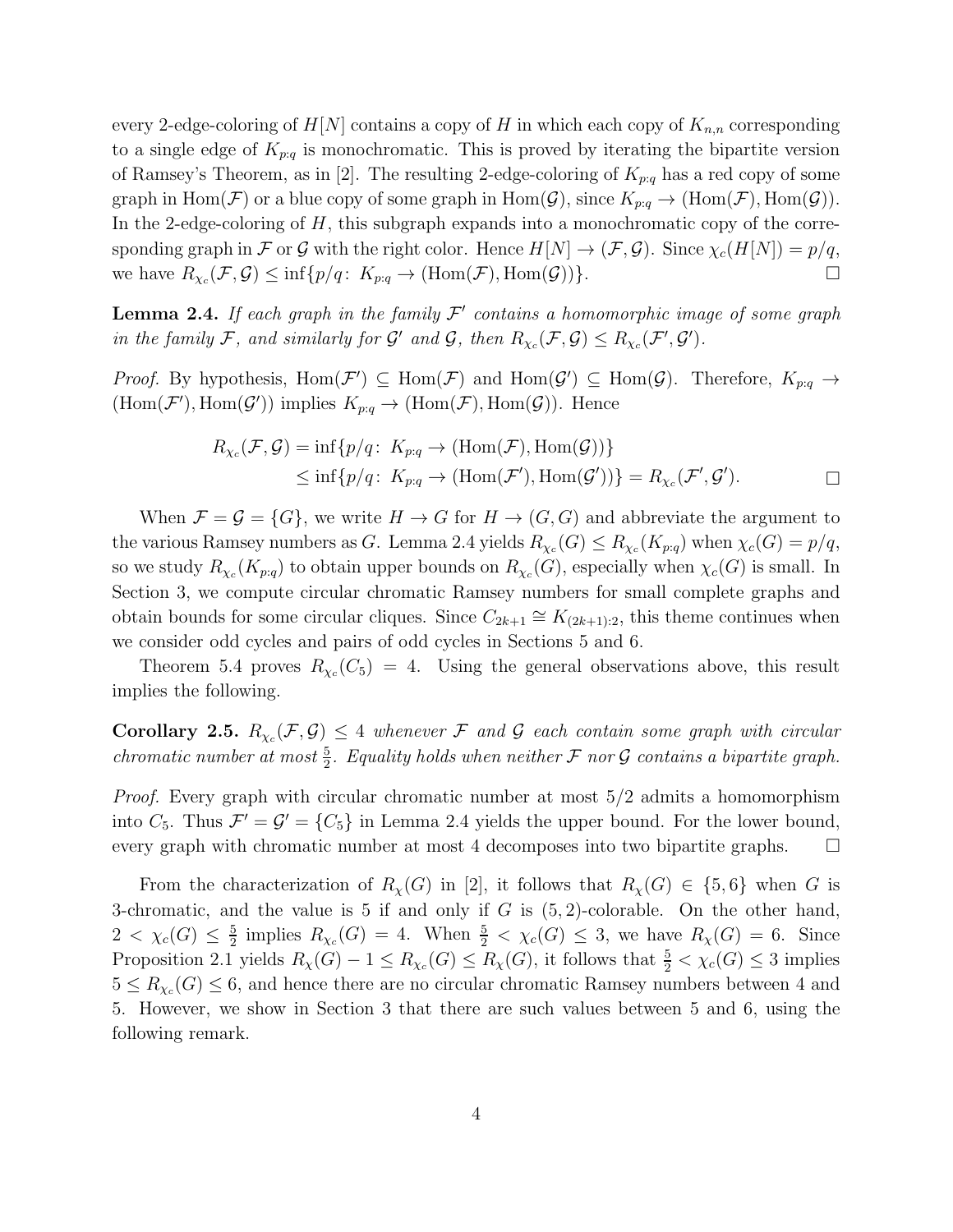every 2-edge-coloring of $H[N]$ contains a copy of $H$ in which each copy of $K_{n,n}$ corresponding to a single edge of $K_{p:q}$ is monochromatic. This is proved by iterating the bipartite version of Ramsey's Theorem, as in [2]. The resulting 2-edge-coloring of $K_{p:q}$ has a red copy of some graph in $\mathrm{Hom}(\mathcal{F})$ or a blue copy of some graph in $\mathrm{Hom}(\mathcal{G})$, since $K_{p:q} \to (\mathrm{Hom}(\mathcal{F}), \mathrm{Hom}(\mathcal{G}))$. In the 2-edge-coloring of $H$, this subgraph expands into a monochromatic copy of the corresponding graph in $\mathcal{F}$ or $\mathcal{G}$ with the right color. Hence $H[N] \to (\mathcal{F}, \mathcal{G})$. Since $\chi_c(H[N]) = p/q$, we have $R_{\chi_c}(\mathcal{F}, \mathcal{G}) \le \inf\{p/q\colon\, K_{p:q} \to (\mathrm{Hom}(\mathcal{F}), \mathrm{Hom}(\mathcal{G}))\}$. □

**Lemma 2.4.** *If each graph in the family $\mathcal{F}'$ contains a homomorphic image of some graph in the family $\mathcal{F}$, and similarly for $\mathcal{G}'$ and $\mathcal{G}$, then $R_{\chi_c}(\mathcal{F}, \mathcal{G}) \le R_{\chi_c}(\mathcal{F}', \mathcal{G}')$.*

*Proof.* By hypothesis, $\mathrm{Hom}(\mathcal{F}') \subseteq \mathrm{Hom}(\mathcal{F})$ and $\mathrm{Hom}(\mathcal{G}') \subseteq \mathrm{Hom}(\mathcal{G})$. Therefore, $K_{p:q} \to (\mathrm{Hom}(\mathcal{F}'), \mathrm{Hom}(\mathcal{G}'))$ implies $K_{p:q} \to (\mathrm{Hom}(\mathcal{F}), \mathrm{Hom}(\mathcal{G}))$. Hence

$$\begin{aligned} R_{\chi_c}(\mathcal{F}, \mathcal{G}) &= \inf\{p/q\colon\, K_{p:q} \to (\mathrm{Hom}(\mathcal{F}), \mathrm{Hom}(\mathcal{G}))\} \\ &\le \inf\{p/q\colon\, K_{p:q} \to (\mathrm{Hom}(\mathcal{F}'), \mathrm{Hom}(\mathcal{G}'))\} = R_{\chi_c}(\mathcal{F}', \mathcal{G}'). \end{aligned}$$

□

When $\mathcal{F} = \mathcal{G} = \{G\}$, we write $H \to G$ for $H \to (G, G)$ and abbreviate the argument to the various Ramsey numbers as $G$. Lemma 2.4 yields $R_{\chi_c}(G) \le R_{\chi_c}(K_{p:q})$ when $\chi_c(G) = p/q$, so we study $R_{\chi_c}(K_{p:q})$ to obtain upper bounds on $R_{\chi_c}(G)$, especially when $\chi_c(G)$ is small. In Section 3, we compute circular chromatic Ramsey numbers for small complete graphs and obtain bounds for some circular cliques. Since $C_{2k+1} \cong K_{(2k+1):2}$, this theme continues when we consider odd cycles and pairs of odd cycles in Sections 5 and 6.

Theorem 5.4 proves $R_{\chi_c}(C_5) = 4$. Using the general observations above, this result implies the following.

**Corollary 2.5.** *$R_{\chi_c}(\mathcal{F}, \mathcal{G}) \le 4$ whenever $\mathcal{F}$ and $\mathcal{G}$ each contain some graph with circular chromatic number at most $\frac{5}{2}$. Equality holds when neither $\mathcal{F}$ nor $\mathcal{G}$ contains a bipartite graph.*

*Proof.* Every graph with circular chromatic number at most $5/2$ admits a homomorphism into $C_5$. Thus $\mathcal{F}' = \mathcal{G}' = \{C_5\}$ in Lemma 2.4 yields the upper bound. For the lower bound, every graph with chromatic number at most 4 decomposes into two bipartite graphs. □

From the characterization of $R_\chi(G)$ in [2], it follows that $R_\chi(G) \in \{5, 6\}$ when $G$ is 3-chromatic, and the value is 5 if and only if $G$ is $(5, 2)$-colorable. On the other hand, $2 < \chi_c(G) \le \frac{5}{2}$ implies $R_{\chi_c}(G) = 4$. When $\frac{5}{2} < \chi_c(G) \le 3$, we have $R_\chi(G) = 6$. Since Proposition 2.1 yields $R_\chi(G) - 1 \le R_{\chi_c}(G) \le R_\chi(G)$, it follows that $\frac{5}{2} < \chi_c(G) \le 3$ implies $5 \le R_{\chi_c}(G) \le 6$, and hence there are no circular chromatic Ramsey numbers between 4 and 5. However, we show in Section 3 that there are such values between 5 and 6, using the following remark.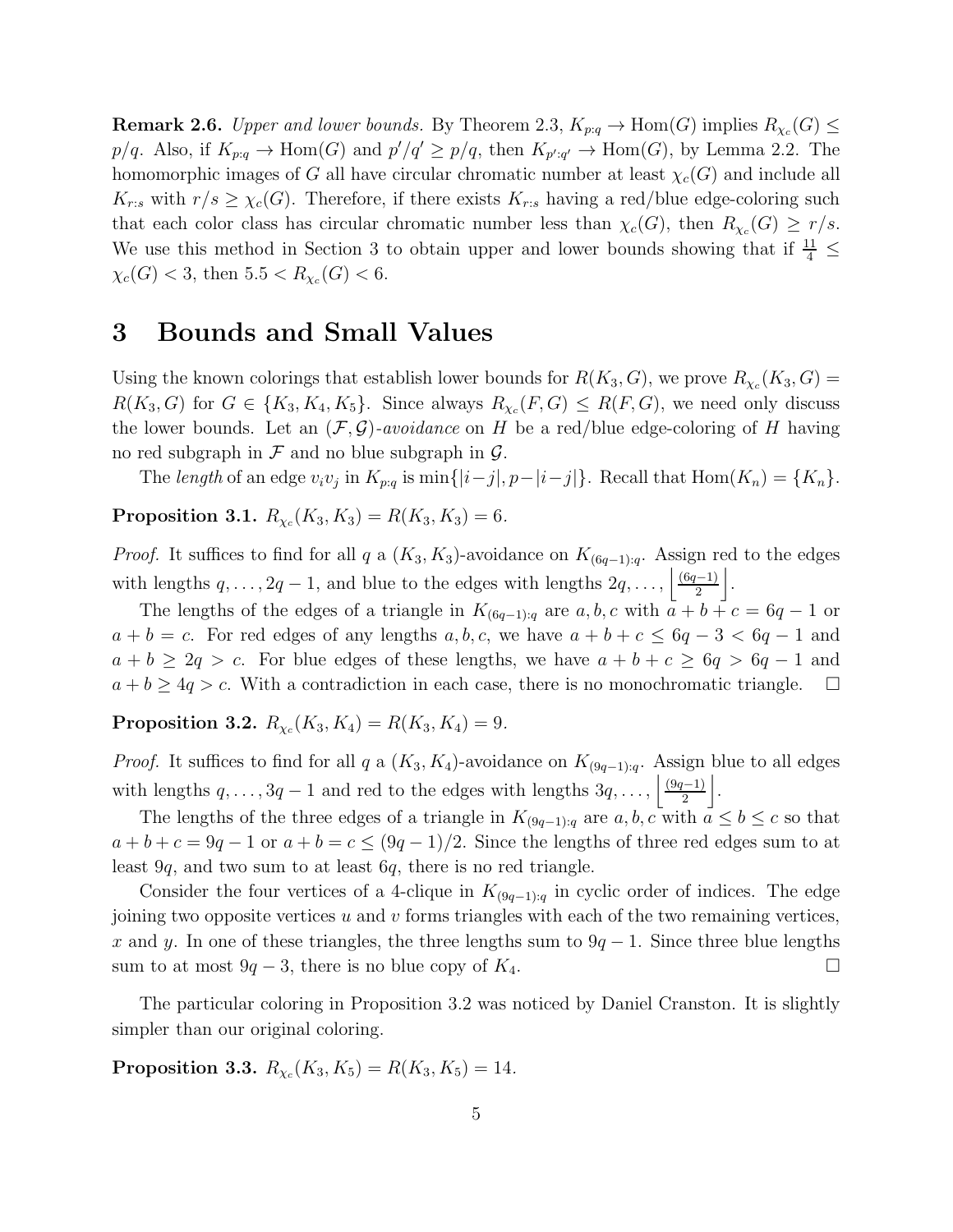**Remark 2.6.** *Upper and lower bounds.* By Theorem 2.3, $K_{p:q} \to \mathrm{Hom}(G)$ implies $R_{\chi_c}(G) \le p/q$. Also, if $K_{p:q} \to \mathrm{Hom}(G)$ and $p'/q' \ge p/q$, then $K_{p':q'} \to \mathrm{Hom}(G)$, by Lemma 2.2. The homomorphic images of $G$ all have circular chromatic number at least $\chi_c(G)$ and include all $K_{r:s}$ with $r/s \ge \chi_c(G)$. Therefore, if there exists $K_{r:s}$ having a red/blue edge-coloring such that each color class has circular chromatic number less than $\chi_c(G)$, then $R_{\chi_c}(G) \ge r/s$. We use this method in Section 3 to obtain upper and lower bounds showing that if $\frac{11}{4} \le \chi_c(G) < 3$, then $5.5 < R_{\chi_c}(G) < 6$.

# 3 Bounds and Small Values

Using the known colorings that establish lower bounds for $R(K_3, G)$, we prove $R_{\chi_c}(K_3, G) = R(K_3, G)$ for $G \in \{K_3, K_4, K_5\}$. Since always $R_{\chi_c}(F, G) \le R(F, G)$, we need only discuss the lower bounds. Let an $(\mathcal{F}, \mathcal{G})$-*avoidance* on $H$ be a red/blue edge-coloring of $H$ having no red subgraph in $\mathcal{F}$ and no blue subgraph in $\mathcal{G}$.

The *length* of an edge $v_iv_j$ in $K_{p:q}$ is $\min\{|i-j|, p-|i-j|\}$. Recall that $\mathrm{Hom}(K_n) = \{K_n\}$.

**Proposition 3.1.** $R_{\chi_c}(K_3, K_3) = R(K_3, K_3) = 6$.

*Proof.* It suffices to find for all $q$ a $(K_3, K_3)$-avoidance on $K_{(6q-1):q}$. Assign red to the edges with lengths $q, \ldots, 2q-1$, and blue to the edges with lengths $2q, \ldots, \left\lfloor \frac{(6q-1)}{2} \right\rfloor$.

The lengths of the edges of a triangle in $K_{(6q-1):q}$ are $a, b, c$ with $a + b + c = 6q - 1$ or $a + b = c$. For red edges of any lengths $a, b, c$, we have $a + b + c \le 6q - 3 < 6q - 1$ and $a + b \ge 2q > c$. For blue edges of these lengths, we have $a + b + c \ge 6q > 6q - 1$ and $a + b \ge 4q > c$. With a contradiction in each case, there is no monochromatic triangle. $\square$

**Proposition 3.2.** $R_{\chi_c}(K_3, K_4) = R(K_3, K_4) = 9$.

*Proof.* It suffices to find for all $q$ a $(K_3, K_4)$-avoidance on $K_{(9q-1):q}$. Assign blue to all edges with lengths $q, \ldots, 3q-1$ and red to the edges with lengths $3q, \ldots, \left\lfloor \frac{(9q-1)}{2} \right\rfloor$.

The lengths of the three edges of a triangle in $K_{(9q-1):q}$ are $a, b, c$ with $a \le b \le c$ so that $a + b + c = 9q - 1$ or $a + b = c \le (9q-1)/2$. Since the lengths of three red edges sum to at least $9q$, and two sum to at least $6q$, there is no red triangle.

Consider the four vertices of a 4-clique in $K_{(9q-1):q}$ in cyclic order of indices. The edge joining two opposite vertices $u$ and $v$ forms triangles with each of the two remaining vertices, $x$ and $y$. In one of these triangles, the three lengths sum to $9q - 1$. Since three blue lengths sum to at most $9q - 3$, there is no blue copy of $K_4$. $\square$

The particular coloring in Proposition 3.2 was noticed by Daniel Cranston. It is slightly simpler than our original coloring.

**Proposition 3.3.** $R_{\chi_c}(K_3, K_5) = R(K_3, K_5) = 14$.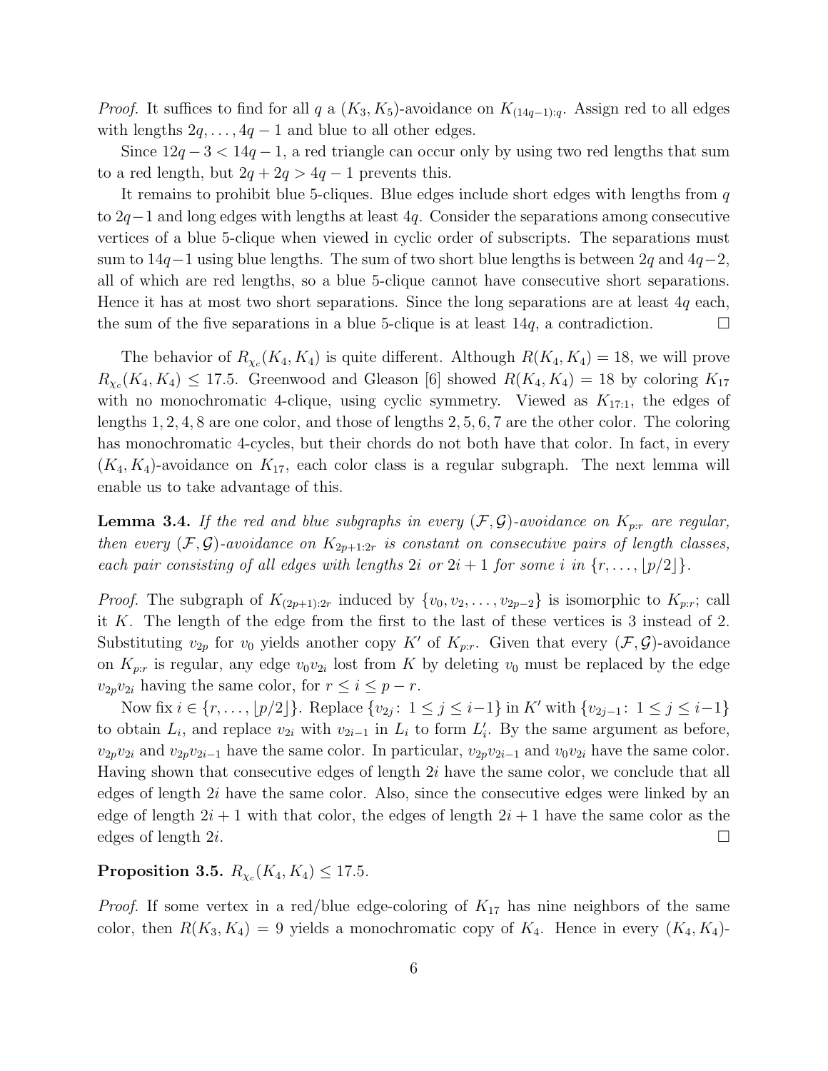*Proof.* It suffices to find for all $q$ a $(K_3, K_5)$-avoidance on $K_{(14q-1):q}$. Assign red to all edges with lengths $2q, \ldots, 4q-1$ and blue to all other edges.

Since $12q-3 < 14q-1$, a red triangle can occur only by using two red lengths that sum to a red length, but $2q + 2q > 4q - 1$ prevents this.

It remains to prohibit blue 5-cliques. Blue edges include short edges with lengths from $q$ to $2q-1$ and long edges with lengths at least $4q$. Consider the separations among consecutive vertices of a blue 5-clique when viewed in cyclic order of subscripts. The separations must sum to $14q-1$ using blue lengths. The sum of two short blue lengths is between $2q$ and $4q-2$, all of which are red lengths, so a blue 5-clique cannot have consecutive short separations. Hence it has at most two short separations. Since the long separations are at least $4q$ each, the sum of the five separations in a blue 5-clique is at least $14q$, a contradiction. □

The behavior of $R_{\chi_c}(K_4, K_4)$ is quite different. Although $R(K_4, K_4) = 18$, we will prove $R_{\chi_c}(K_4, K_4) \le 17.5$. Greenwood and Gleason [6] showed $R(K_4, K_4) = 18$ by coloring $K_{17}$ with no monochromatic 4-clique, using cyclic symmetry. Viewed as $K_{17:1}$, the edges of lengths $1, 2, 4, 8$ are one color, and those of lengths $2, 5, 6, 7$ are the other color. The coloring has monochromatic 4-cycles, but their chords do not both have that color. In fact, in every $(K_4, K_4)$-avoidance on $K_{17}$, each color class is a regular subgraph. The next lemma will enable us to take advantage of this.

**Lemma 3.4.** *If the red and blue subgraphs in every $(\mathcal{F}, \mathcal{G})$-avoidance on $K_{p:r}$ are regular, then every $(\mathcal{F}, \mathcal{G})$-avoidance on $K_{2p+1:2r}$ is constant on consecutive pairs of length classes, each pair consisting of all edges with lengths $2i$ or $2i+1$ for some $i$ in $\{r, \ldots, \lfloor p/2 \rfloor\}$.*

*Proof.* The subgraph of $K_{(2p+1):2r}$ induced by $\{v_0, v_2, \ldots, v_{2p-2}\}$ is isomorphic to $K_{p:r}$; call it $K$. The length of the edge from the first to the last of these vertices is 3 instead of 2. Substituting $v_{2p}$ for $v_0$ yields another copy $K'$ of $K_{p:r}$. Given that every $(\mathcal{F}, \mathcal{G})$-avoidance on $K_{p:r}$ is regular, any edge $v_0v_{2i}$ lost from $K$ by deleting $v_0$ must be replaced by the edge $v_{2p}v_{2i}$ having the same color, for $r \le i \le p - r$.

Now fix $i \in \{r, \ldots, \lfloor p/2 \rfloor\}$. Replace $\{v_{2j} \colon 1 \le j \le i-1\}$ in $K'$ with $\{v_{2j-1} \colon 1 \le j \le i-1\}$ to obtain $L_i$, and replace $v_{2i}$ with $v_{2i-1}$ in $L_i$ to form $L_i'$. By the same argument as before, $v_{2p}v_{2i}$ and $v_{2p}v_{2i-1}$ have the same color. In particular, $v_{2p}v_{2i-1}$ and $v_0v_{2i}$ have the same color. Having shown that consecutive edges of length $2i$ have the same color, we conclude that all edges of length $2i$ have the same color. Also, since the consecutive edges were linked by an edge of length $2i+1$ with that color, the edges of length $2i+1$ have the same color as the edges of length $2i$. □

**Proposition 3.5.** $R_{\chi_c}(K_4, K_4) \le 17.5$.

*Proof.* If some vertex in a red/blue edge-coloring of $K_{17}$ has nine neighbors of the same color, then $R(K_3, K_4) = 9$ yields a monochromatic copy of $K_4$. Hence in every $(K_4, K_4)$-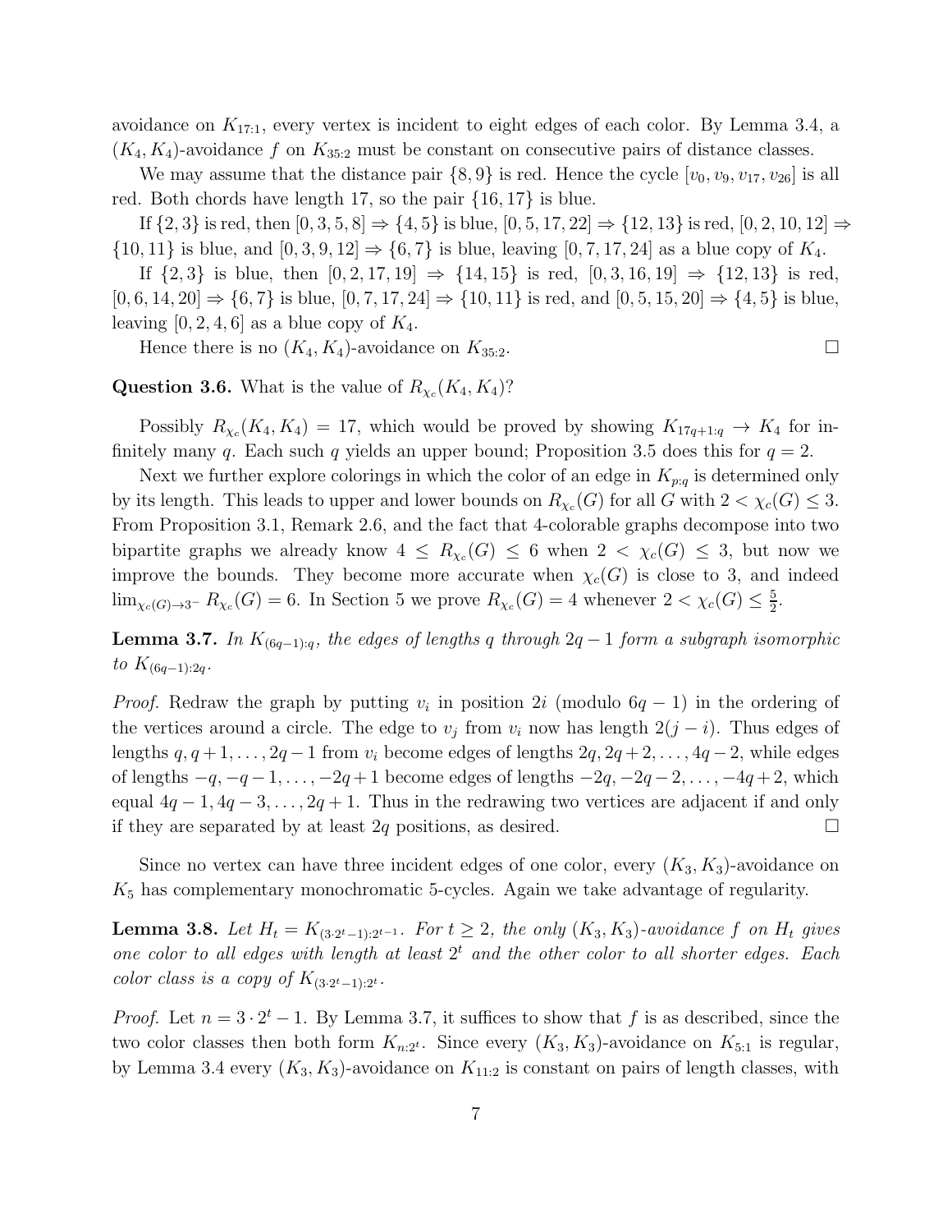avoidance on $K_{17:1}$, every vertex is incident to eight edges of each color. By Lemma 3.4, a $(K_4, K_4)$-avoidance $f$ on $K_{35:2}$ must be constant on consecutive pairs of distance classes.

We may assume that the distance pair $\{8, 9\}$ is red. Hence the cycle $[v_0, v_9, v_{17}, v_{26}]$ is all red. Both chords have length 17, so the pair $\{16, 17\}$ is blue.

If $\{2, 3\}$ is red, then $[0, 3, 5, 8] \Rightarrow \{4, 5\}$ is blue, $[0, 5, 17, 22] \Rightarrow \{12, 13\}$ is red, $[0, 2, 10, 12] \Rightarrow \{10, 11\}$ is blue, and $[0, 3, 9, 12] \Rightarrow \{6, 7\}$ is blue, leaving $[0, 7, 17, 24]$ as a blue copy of $K_4$.

If $\{2, 3\}$ is blue, then $[0, 2, 17, 19] \Rightarrow \{14, 15\}$ is red, $[0, 3, 16, 19] \Rightarrow \{12, 13\}$ is red, $[0, 6, 14, 20] \Rightarrow \{6, 7\}$ is blue, $[0, 7, 17, 24] \Rightarrow \{10, 11\}$ is red, and $[0, 5, 15, 20] \Rightarrow \{4, 5\}$ is blue, leaving $[0, 2, 4, 6]$ as a blue copy of $K_4$.

Hence there is no $(K_4, K_4)$-avoidance on $K_{35:2}$. □

**Question 3.6.** What is the value of $R_{\chi_c}(K_4, K_4)$?

Possibly $R_{\chi_c}(K_4, K_4) = 17$, which would be proved by showing $K_{17q+1:q} \to K_4$ for infinitely many $q$. Each such $q$ yields an upper bound; Proposition 3.5 does this for $q = 2$.

Next we further explore colorings in which the color of an edge in $K_{p:q}$ is determined only by its length. This leads to upper and lower bounds on $R_{\chi_c}(G)$ for all $G$ with $2 < \chi_c(G) \le 3$. From Proposition 3.1, Remark 2.6, and the fact that 4-colorable graphs decompose into two bipartite graphs we already know $4 \le R_{\chi_c}(G) \le 6$ when $2 < \chi_c(G) \le 3$, but now we improve the bounds. They become more accurate when $\chi_c(G)$ is close to 3, and indeed $\lim_{\chi_c(G) \to 3^-} R_{\chi_c}(G) = 6$. In Section 5 we prove $R_{\chi_c}(G) = 4$ whenever $2 < \chi_c(G) \le \frac{5}{2}$.

**Lemma 3.7.** *In $K_{(6q-1):q}$, the edges of lengths $q$ through $2q-1$ form a subgraph isomorphic to $K_{(6q-1):2q}$.*

*Proof.* Redraw the graph by putting $v_i$ in position $2i$ (modulo $6q-1$) in the ordering of the vertices around a circle. The edge to $v_j$ from $v_i$ now has length $2(j-i)$. Thus edges of lengths $q, q+1, \ldots, 2q-1$ from $v_i$ become edges of lengths $2q, 2q+2, \ldots, 4q-2$, while edges of lengths $-q, -q-1, \ldots, -2q+1$ become edges of lengths $-2q, -2q-2, \ldots, -4q+2$, which equal $4q-1, 4q-3, \ldots, 2q+1$. Thus in the redrawing two vertices are adjacent if and only if they are separated by at least $2q$ positions, as desired. □

Since no vertex can have three incident edges of one color, every $(K_3, K_3)$-avoidance on $K_5$ has complementary monochromatic 5-cycles. Again we take advantage of regularity.

**Lemma 3.8.** *Let $H_t = K_{(3 \cdot 2^t - 1):2^{t-1}}$. For $t \ge 2$, the only $(K_3, K_3)$-avoidance $f$ on $H_t$ gives one color to all edges with length at least $2^t$ and the other color to all shorter edges. Each color class is a copy of $K_{(3 \cdot 2^t - 1):2^t}$.*

*Proof.* Let $n = 3 \cdot 2^t - 1$. By Lemma 3.7, it suffices to show that $f$ is as described, since the two color classes then both form $K_{n:2^t}$. Since every $(K_3, K_3)$-avoidance on $K_{5:1}$ is regular, by Lemma 3.4 every $(K_3, K_3)$-avoidance on $K_{11:2}$ is constant on pairs of length classes, with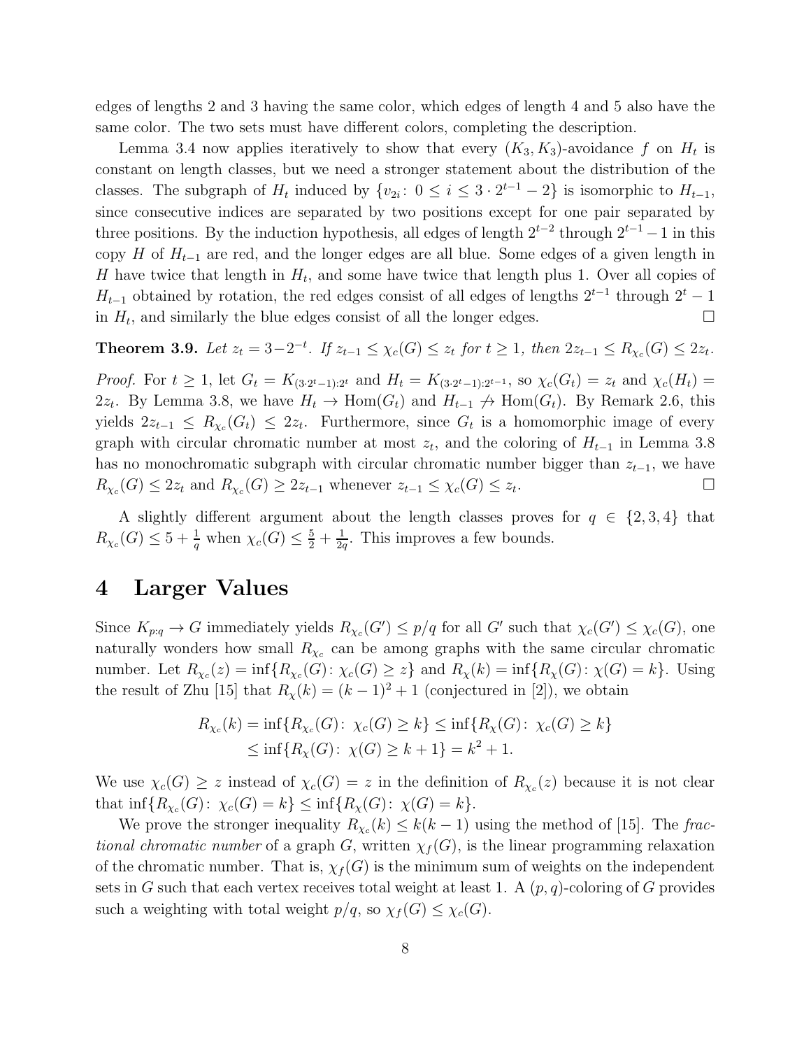edges of lengths 2 and 3 having the same color, which edges of length 4 and 5 also have the same color. The two sets must have different colors, completing the description.

Lemma 3.4 now applies iteratively to show that every $(K_3, K_3)$-avoidance $f$ on $H_t$ is constant on length classes, but we need a stronger statement about the distribution of the classes. The subgraph of $H_t$ induced by $\{v_{2i}\colon 0 \le i \le 3 \cdot 2^{t-1} - 2\}$ is isomorphic to $H_{t-1}$, since consecutive indices are separated by two positions except for one pair separated by three positions. By the induction hypothesis, all edges of length $2^{t-2}$ through $2^{t-1} - 1$ in this copy $H$ of $H_{t-1}$ are red, and the longer edges are all blue. Some edges of a given length in $H$ have twice that length in $H_t$, and some have twice that length plus 1. Over all copies of $H_{t-1}$ obtained by rotation, the red edges consist of all edges of lengths $2^{t-1}$ through $2^t - 1$ in $H_t$, and similarly the blue edges consist of all the longer edges. □

**Theorem 3.9.** *Let $z_t = 3 - 2^{-t}$. If $z_{t-1} \le \chi_c(G) \le z_t$ for $t \ge 1$, then $2z_{t-1} \le R_{\chi_c}(G) \le 2z_t$.*

*Proof.* For $t \ge 1$, let $G_t = K_{(3 \cdot 2^t - 1):2^t}$ and $H_t = K_{(3 \cdot 2^t - 1):2^{t-1}}$, so $\chi_c(G_t) = z_t$ and $\chi_c(H_t) = 2z_t$. By Lemma 3.8, we have $H_t \to \mathrm{Hom}(G_t)$ and $H_{t-1} \not\to \mathrm{Hom}(G_t)$. By Remark 2.6, this yields $2z_{t-1} \le R_{\chi_c}(G_t) \le 2z_t$. Furthermore, since $G_t$ is a homomorphic image of every graph with circular chromatic number at most $z_t$, and the coloring of $H_{t-1}$ in Lemma 3.8 has no monochromatic subgraph with circular chromatic number bigger than $z_{t-1}$, we have $R_{\chi_c}(G) \le 2z_t$ and $R_{\chi_c}(G) \ge 2z_{t-1}$ whenever $z_{t-1} \le \chi_c(G) \le z_t$. □

A slightly different argument about the length classes proves for $q \in \{2, 3, 4\}$ that $R_{\chi_c}(G) \le 5 + \frac{1}{q}$ when $\chi_c(G) \le \frac{5}{2} + \frac{1}{2q}$. This improves a few bounds.

# 4 Larger Values

Since $K_{p:q} \to G$ immediately yields $R_{\chi_c}(G') \le p/q$ for all $G'$ such that $\chi_c(G') \le \chi_c(G)$, one naturally wonders how small $R_{\chi_c}$ can be among graphs with the same circular chromatic number. Let $R_{\chi_c}(z) = \inf\{R_{\chi_c}(G)\colon \chi_c(G) \ge z\}$ and $R_\chi(k) = \inf\{R_\chi(G)\colon \chi(G) = k\}$. Using the result of Zhu [15] that $R_\chi(k) = (k-1)^2 + 1$ (conjectured in [2]), we obtain

$$
\begin{aligned}
R_{\chi_c}(k) = \inf\{R_{\chi_c}(G)\colon\ \chi_c(G) \ge k\} &\le \inf\{R_\chi(G)\colon\ \chi_c(G) \ge k\} \\
&\le \inf\{R_\chi(G)\colon\ \chi(G) \ge k+1\} = k^2 + 1.
\end{aligned}
$$

We use $\chi_c(G) \ge z$ instead of $\chi_c(G) = z$ in the definition of $R_{\chi_c}(z)$ because it is not clear that $\inf\{R_{\chi_c}(G)\colon \chi_c(G) = k\} \le \inf\{R_\chi(G)\colon \chi(G) = k\}$.

We prove the stronger inequality $R_{\chi_c}(k) \le k(k-1)$ using the method of [15]. The *fractional chromatic number* of a graph $G$, written $\chi_f(G)$, is the linear programming relaxation of the chromatic number. That is, $\chi_f(G)$ is the minimum sum of weights on the independent sets in $G$ such that each vertex receives total weight at least 1. A $(p, q)$-coloring of $G$ provides such a weighting with total weight $p/q$, so $\chi_f(G) \le \chi_c(G)$.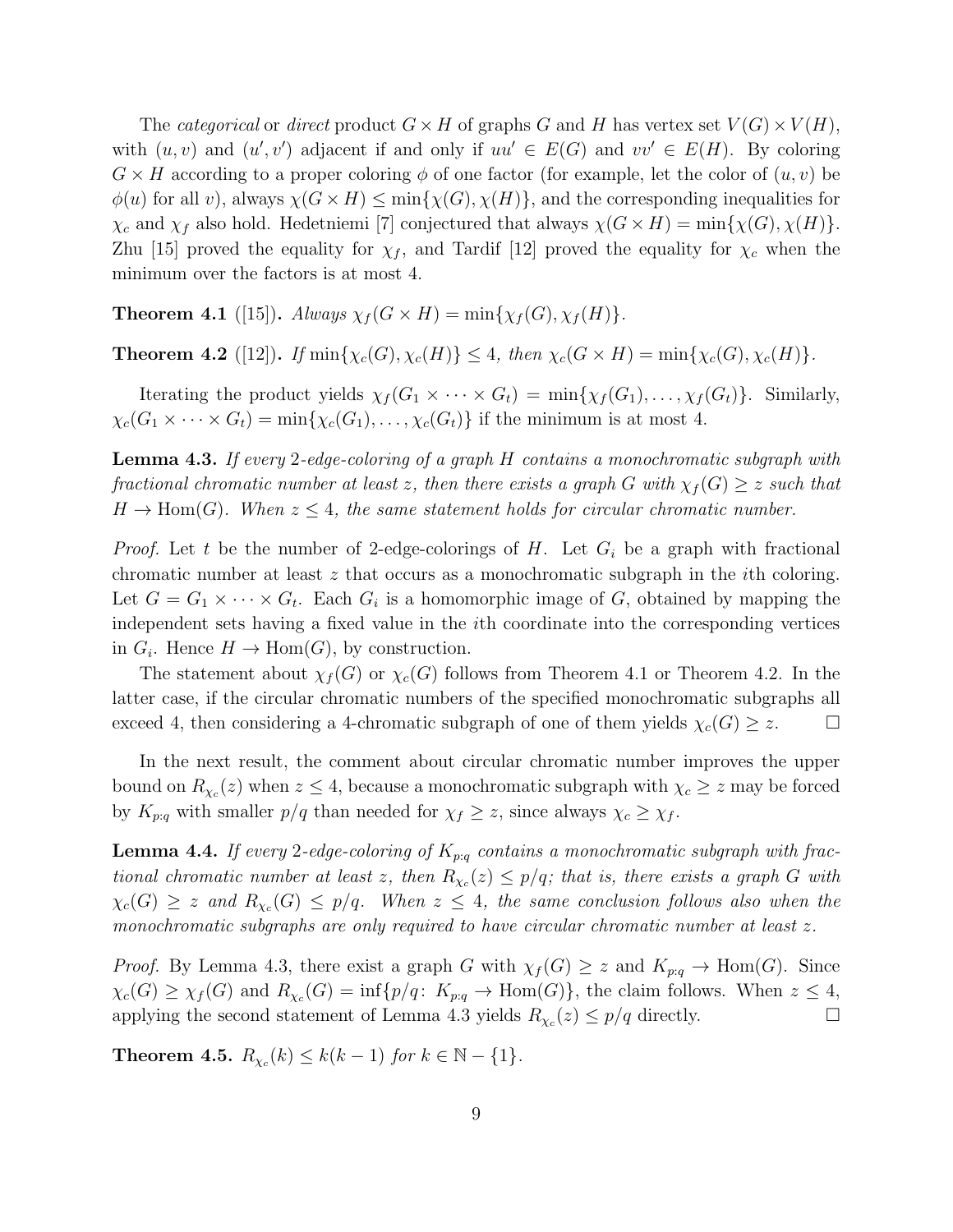The *categorical* or *direct* product $G \times H$ of graphs $G$ and $H$ has vertex set $V(G) \times V(H)$, with $(u, v)$ and $(u', v')$ adjacent if and only if $uu' \in E(G)$ and $vv' \in E(H)$. By coloring $G \times H$ according to a proper coloring $\phi$ of one factor (for example, let the color of $(u, v)$ be $\phi(u)$ for all $v$), always $\chi(G \times H) \leq \min\{\chi(G), \chi(H)\}$, and the corresponding inequalities for $\chi_c$ and $\chi_f$ also hold. Hedetniemi [7] conjectured that always $\chi(G \times H) = \min\{\chi(G), \chi(H)\}$. Zhu [15] proved the equality for $\chi_f$, and Tardif [12] proved the equality for $\chi_c$ when the minimum over the factors is at most 4.

**Theorem 4.1** ([15]). *Always* $\chi_f(G \times H) = \min\{\chi_f(G), \chi_f(H)\}$.

**Theorem 4.2** ([12]). *If* $\min\{\chi_c(G), \chi_c(H)\} \leq 4$, *then* $\chi_c(G \times H) = \min\{\chi_c(G), \chi_c(H)\}$.

Iterating the product yields $\chi_f(G_1 \times \cdots \times G_t) = \min\{\chi_f(G_1), \ldots, \chi_f(G_t)\}$. Similarly, $\chi_c(G_1 \times \cdots \times G_t) = \min\{\chi_c(G_1), \ldots, \chi_c(G_t)\}$ if the minimum is at most 4.

**Lemma 4.3.** *If every* 2*-edge-coloring of a graph* $H$ *contains a monochromatic subgraph with fractional chromatic number at least* $z$*, then there exists a graph* $G$ *with* $\chi_f(G) \geq z$ *such that* $H \to \mathrm{Hom}(G)$*. When* $z \leq 4$*, the same statement holds for circular chromatic number.*

*Proof.* Let $t$ be the number of 2-edge-colorings of $H$. Let $G_i$ be a graph with fractional chromatic number at least $z$ that occurs as a monochromatic subgraph in the $i$th coloring. Let $G = G_1 \times \cdots \times G_t$. Each $G_i$ is a homomorphic image of $G$, obtained by mapping the independent sets having a fixed value in the $i$th coordinate into the corresponding vertices in $G_i$. Hence $H \to \mathrm{Hom}(G)$, by construction.

The statement about $\chi_f(G)$ or $\chi_c(G)$ follows from Theorem 4.1 or Theorem 4.2. In the latter case, if the circular chromatic numbers of the specified monochromatic subgraphs all exceed 4, then considering a 4-chromatic subgraph of one of them yields $\chi_c(G) \geq z$. $\square$

In the next result, the comment about circular chromatic number improves the upper bound on $R_{\chi_c}(z)$ when $z \leq 4$, because a monochromatic subgraph with $\chi_c \geq z$ may be forced by $K_{p:q}$ with smaller $p/q$ than needed for $\chi_f \geq z$, since always $\chi_c \geq \chi_f$.

**Lemma 4.4.** *If every* 2*-edge-coloring of* $K_{p:q}$ *contains a monochromatic subgraph with fractional chromatic number at least* $z$*, then* $R_{\chi_c}(z) \leq p/q$*; that is, there exists a graph* $G$ *with* $\chi_c(G) \geq z$ *and* $R_{\chi_c}(G) \leq p/q$*. When* $z \leq 4$*, the same conclusion follows also when the monochromatic subgraphs are only required to have circular chromatic number at least* $z$*.*

*Proof.* By Lemma 4.3, there exist a graph $G$ with $\chi_f(G) \geq z$ and $K_{p:q} \to \mathrm{Hom}(G)$. Since $\chi_c(G) \geq \chi_f(G)$ and $R_{\chi_c}(G) = \inf\{p/q \colon K_{p:q} \to \mathrm{Hom}(G)\}$, the claim follows. When $z \leq 4$, applying the second statement of Lemma 4.3 yields $R_{\chi_c}(z) \leq p/q$ directly. $\square$

**Theorem 4.5.** $R_{\chi_c}(k) \leq k(k-1)$ *for* $k \in \mathbb{N} - \{1\}$.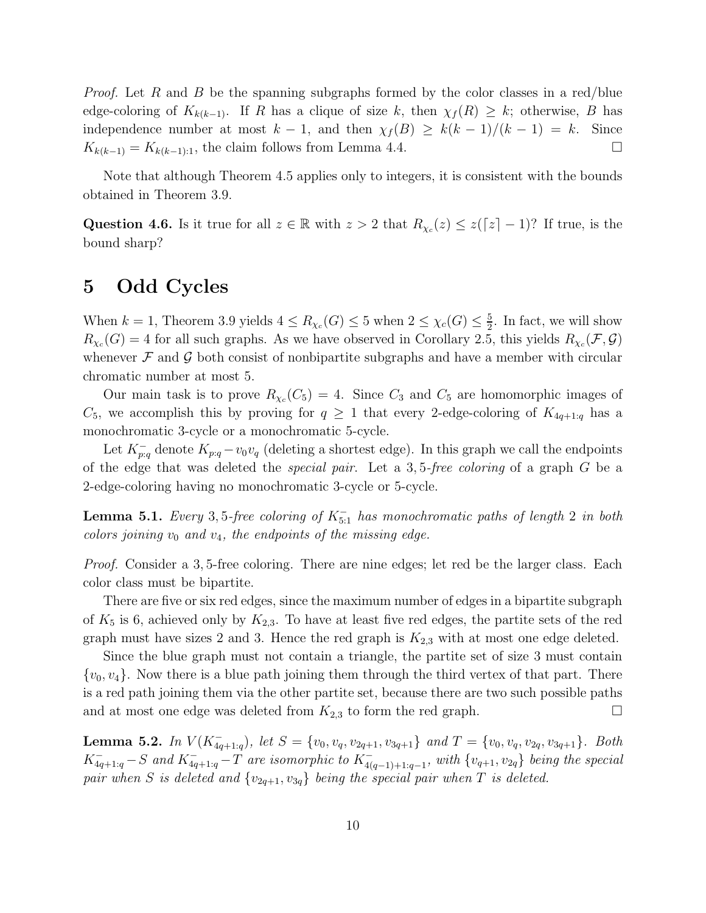*Proof.* Let $R$ and $B$ be the spanning subgraphs formed by the color classes in a red/blue edge-coloring of $K_{k(k-1)}$. If $R$ has a clique of size $k$, then $\chi_f(R) \geq k$; otherwise, $B$ has independence number at most $k-1$, and then $\chi_f(B) \geq k(k-1)/(k-1) = k$. Since $K_{k(k-1)} = K_{k(k-1):1}$, the claim follows from Lemma 4.4. □

Note that although Theorem 4.5 applies only to integers, it is consistent with the bounds obtained in Theorem 3.9.

**Question 4.6.** Is it true for all $z \in \mathbb{R}$ with $z > 2$ that $R_{\chi_c}(z) \leq z(\lceil z \rceil - 1)$? If true, is the bound sharp?

# 5 Odd Cycles

When $k = 1$, Theorem 3.9 yields $4 \leq R_{\chi_c}(G) \leq 5$ when $2 \leq \chi_c(G) \leq \frac{5}{2}$. In fact, we will show $R_{\chi_c}(G) = 4$ for all such graphs. As we have observed in Corollary 2.5, this yields $R_{\chi_c}(\mathcal{F}, \mathcal{G})$ whenever $\mathcal{F}$ and $\mathcal{G}$ both consist of nonbipartite subgraphs and have a member with circular chromatic number at most 5.

Our main task is to prove $R_{\chi_c}(C_5) = 4$. Since $C_3$ and $C_5$ are homomorphic images of $C_5$, we accomplish this by proving for $q \geq 1$ that every 2-edge-coloring of $K_{4q+1:q}$ has a monochromatic 3-cycle or a monochromatic 5-cycle.

Let $K^-_{p:q}$ denote $K_{p:q} - v_0 v_q$ (deleting a shortest edge). In this graph we call the endpoints of the edge that was deleted the *special pair*. Let a 3,5*-free coloring* of a graph $G$ be a 2-edge-coloring having no monochromatic 3-cycle or 5-cycle.

**Lemma 5.1.** *Every 3,5-free coloring of $K^-_{5:1}$ has monochromatic paths of length 2 in both colors joining $v_0$ and $v_4$, the endpoints of the missing edge.*

*Proof.* Consider a 3,5-free coloring. There are nine edges; let red be the larger class. Each color class must be bipartite.

There are five or six red edges, since the maximum number of edges in a bipartite subgraph of $K_5$ is 6, achieved only by $K_{2,3}$. To have at least five red edges, the partite sets of the red graph must have sizes 2 and 3. Hence the red graph is $K_{2,3}$ with at most one edge deleted.

Since the blue graph must not contain a triangle, the partite set of size 3 must contain $\{v_0, v_4\}$. Now there is a blue path joining them through the third vertex of that part. There is a red path joining them via the other partite set, because there are two such possible paths and at most one edge was deleted from $K_{2,3}$ to form the red graph. □

**Lemma 5.2.** *In $V(K^-_{4q+1:q})$, let $S = \{v_0, v_q, v_{2q+1}, v_{3q+1}\}$ and $T = \{v_0, v_q, v_{2q}, v_{3q+1}\}$. Both $K^-_{4q+1:q} - S$ and $K^-_{4q+1:q} - T$ are isomorphic to $K^-_{4(q-1)+1:q-1}$, with $\{v_{q+1}, v_{2q}\}$ being the special pair when $S$ is deleted and $\{v_{2q+1}, v_{3q}\}$ being the special pair when $T$ is deleted.*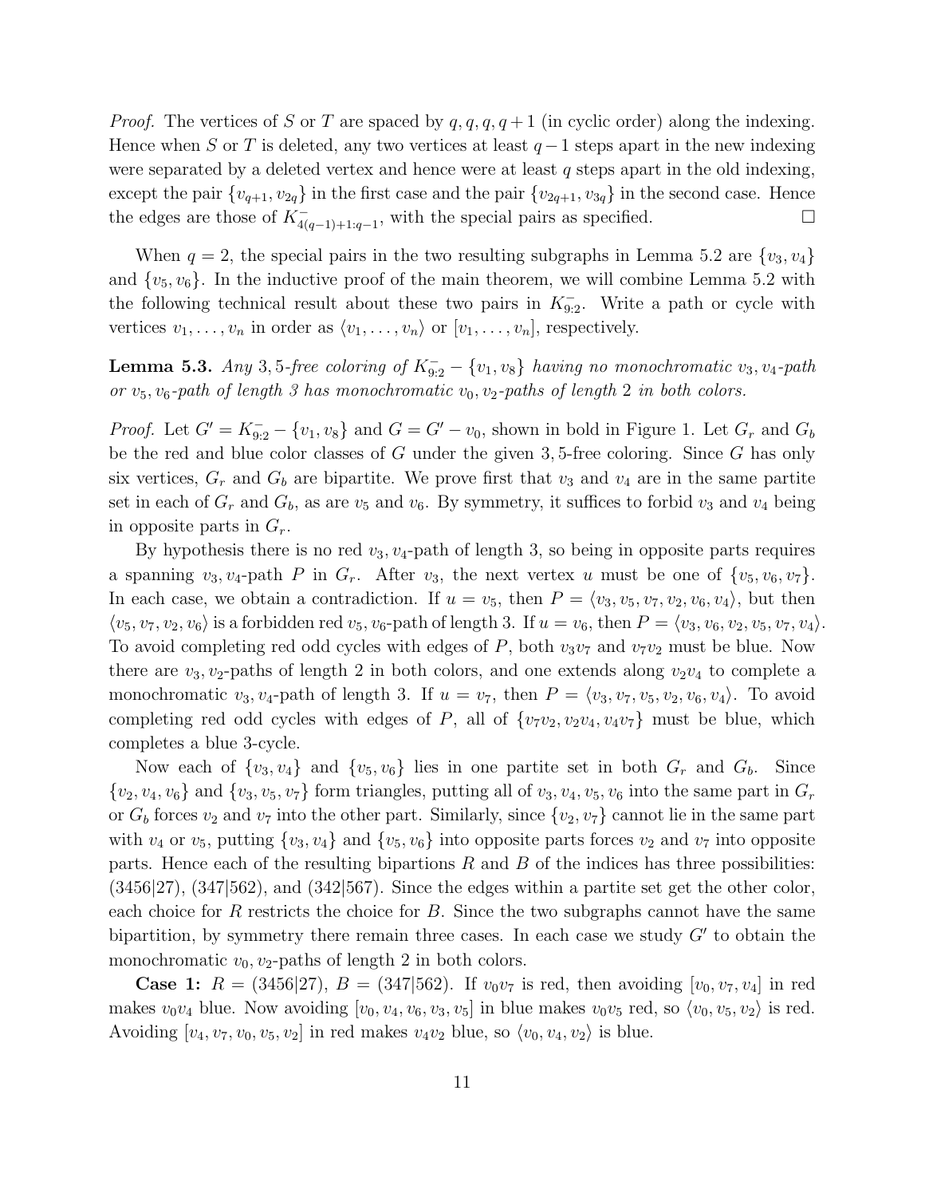*Proof.* The vertices of $S$ or $T$ are spaced by $q, q, q, q+1$ (in cyclic order) along the indexing. Hence when $S$ or $T$ is deleted, any two vertices at least $q-1$ steps apart in the new indexing were separated by a deleted vertex and hence were at least $q$ steps apart in the old indexing, except the pair $\{v_{q+1}, v_{2q}\}$ in the first case and the pair $\{v_{2q+1}, v_{3q}\}$ in the second case. Hence the edges are those of $K^-_{4(q-1)+1:q-1}$, with the special pairs as specified. □

When $q = 2$, the special pairs in the two resulting subgraphs in Lemma 5.2 are $\{v_3, v_4\}$ and $\{v_5, v_6\}$. In the inductive proof of the main theorem, we will combine Lemma 5.2 with the following technical result about these two pairs in $K^-_{9:2}$. Write a path or cycle with vertices $v_1, \ldots, v_n$ in order as $\langle v_1, \ldots, v_n\rangle$ or $[v_1, \ldots, v_n]$, respectively.

**Lemma 5.3.** *Any* $3, 5$*-free coloring of* $K^-_{9:2} - \{v_1, v_8\}$ *having no monochromatic* $v_3, v_4$*-path or* $v_5, v_6$*-path of length* $3$ *has monochromatic* $v_0, v_2$*-paths of length* $2$ *in both colors.*

*Proof.* Let $G' = K^-_{9:2} - \{v_1, v_8\}$ and $G = G' - v_0$, shown in bold in Figure 1. Let $G_r$ and $G_b$ be the red and blue color classes of $G$ under the given $3, 5$-free coloring. Since $G$ has only six vertices, $G_r$ and $G_b$ are bipartite. We prove first that $v_3$ and $v_4$ are in the same partite set in each of $G_r$ and $G_b$, as are $v_5$ and $v_6$. By symmetry, it suffices to forbid $v_3$ and $v_4$ being in opposite parts in $G_r$.

By hypothesis there is no red $v_3, v_4$-path of length 3, so being in opposite parts requires a spanning $v_3, v_4$-path $P$ in $G_r$. After $v_3$, the next vertex $u$ must be one of $\{v_5, v_6, v_7\}$. In each case, we obtain a contradiction. If $u = v_5$, then $P = \langle v_3, v_5, v_7, v_2, v_6, v_4\rangle$, but then $\langle v_5, v_7, v_2, v_6\rangle$ is a forbidden red $v_5, v_6$-path of length 3. If $u = v_6$, then $P = \langle v_3, v_6, v_2, v_5, v_7, v_4\rangle$. To avoid completing red odd cycles with edges of $P$, both $v_3v_7$ and $v_7v_2$ must be blue. Now there are $v_3, v_2$-paths of length 2 in both colors, and one extends along $v_2v_4$ to complete a monochromatic $v_3, v_4$-path of length 3. If $u = v_7$, then $P = \langle v_3, v_7, v_5, v_2, v_6, v_4\rangle$. To avoid completing red odd cycles with edges of $P$, all of $\{v_7v_2, v_2v_4, v_4v_7\}$ must be blue, which completes a blue 3-cycle.

Now each of $\{v_3, v_4\}$ and $\{v_5, v_6\}$ lies in one partite set in both $G_r$ and $G_b$. Since $\{v_2, v_4, v_6\}$ and $\{v_3, v_5, v_7\}$ form triangles, putting all of $v_3, v_4, v_5, v_6$ into the same part in $G_r$ or $G_b$ forces $v_2$ and $v_7$ into the other part. Similarly, since $\{v_2, v_7\}$ cannot lie in the same part with $v_4$ or $v_5$, putting $\{v_3, v_4\}$ and $\{v_5, v_6\}$ into opposite parts forces $v_2$ and $v_7$ into opposite parts. Hence each of the resulting bipartions $R$ and $B$ of the indices has three possibilities: (3456|27), (347|562), and (342|567). Since the edges within a partite set get the other color, each choice for $R$ restricts the choice for $B$. Since the two subgraphs cannot have the same bipartition, by symmetry there remain three cases. In each case we study $G'$ to obtain the monochromatic $v_0, v_2$-paths of length 2 in both colors.

**Case 1:** $R = (3456|27)$, $B = (347|562)$. If $v_0v_7$ is red, then avoiding $[v_0, v_7, v_4]$ in red makes $v_0v_4$ blue. Now avoiding $[v_0, v_4, v_6, v_3, v_5]$ in blue makes $v_0v_5$ red, so $\langle v_0, v_5, v_2\rangle$ is red. Avoiding $[v_4, v_7, v_0, v_5, v_2]$ in red makes $v_4v_2$ blue, so $\langle v_0, v_4, v_2\rangle$ is blue.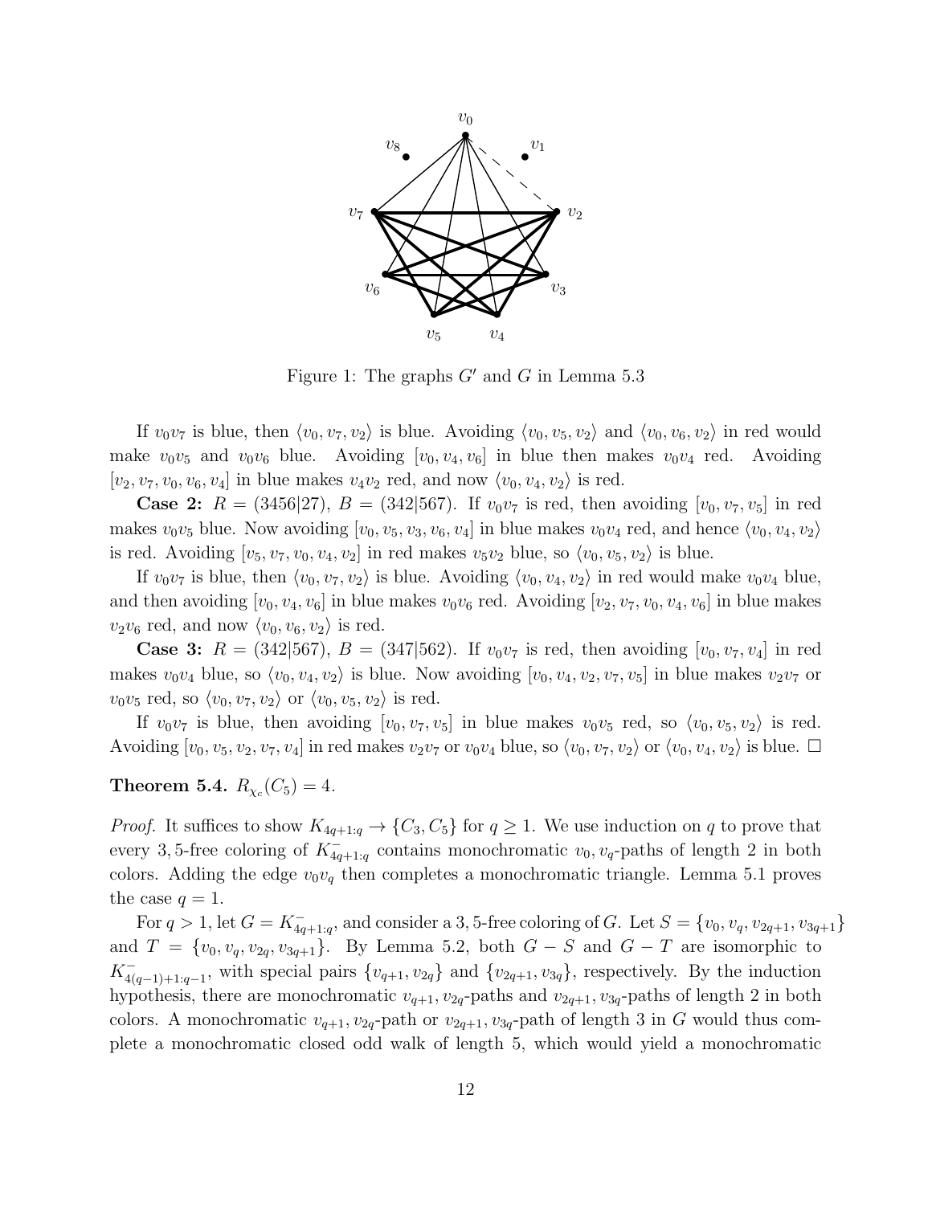Figure 1: The graphs $G'$ and $G$ in Lemma 5.3

If $v_0v_7$ is blue, then $\langle v_0, v_7, v_2\rangle$ is blue. Avoiding $\langle v_0, v_5, v_2\rangle$ and $\langle v_0, v_6, v_2\rangle$ in red would make $v_0v_5$ and $v_0v_6$ blue. Avoiding $[v_0, v_4, v_6]$ in blue then makes $v_0v_4$ red. Avoiding $[v_2, v_7, v_0, v_6, v_4]$ in blue makes $v_4v_2$ red, and now $\langle v_0, v_4, v_2\rangle$ is red.

**Case 2:** $R = (3456|27)$, $B = (342|567)$. If $v_0v_7$ is red, then avoiding $[v_0, v_7, v_5]$ in red makes $v_0v_5$ blue. Now avoiding $[v_0, v_5, v_3, v_6, v_4]$ in blue makes $v_0v_4$ red, and hence $\langle v_0, v_4, v_2\rangle$ is red. Avoiding $[v_5, v_7, v_0, v_4, v_2]$ in red makes $v_5v_2$ blue, so $\langle v_0, v_5, v_2\rangle$ is blue.

If $v_0v_7$ is blue, then $\langle v_0, v_7, v_2\rangle$ is blue. Avoiding $\langle v_0, v_4, v_2\rangle$ in red would make $v_0v_4$ blue, and then avoiding $[v_0, v_4, v_6]$ in blue makes $v_0v_6$ red. Avoiding $[v_2, v_7, v_0, v_4, v_6]$ in blue makes $v_2v_6$ red, and now $\langle v_0, v_6, v_2\rangle$ is red.

**Case 3:** $R = (342|567)$, $B = (347|562)$. If $v_0v_7$ is red, then avoiding $[v_0, v_7, v_4]$ in red makes $v_0v_4$ blue, so $\langle v_0, v_4, v_2\rangle$ is blue. Now avoiding $[v_0, v_4, v_2, v_7, v_5]$ in blue makes $v_2v_7$ or $v_0v_5$ red, so $\langle v_0, v_7, v_2\rangle$ or $\langle v_0, v_5, v_2\rangle$ is red.

If $v_0v_7$ is blue, then avoiding $[v_0, v_7, v_5]$ in blue makes $v_0v_5$ red, so $\langle v_0, v_5, v_2\rangle$ is red. Avoiding $[v_0, v_5, v_2, v_7, v_4]$ in red makes $v_2v_7$ or $v_0v_4$ blue, so $\langle v_0, v_7, v_2\rangle$ or $\langle v_0, v_4, v_2\rangle$ is blue. $\square$

**Theorem 5.4.** $R_{\chi_c}(C_5) = 4$.

*Proof.* It suffices to show $K_{4q+1:q} \to \{C_3, C_5\}$ for $q \geq 1$. We use induction on $q$ to prove that every 3, 5-free coloring of $K^-_{4q+1:q}$ contains monochromatic $v_0, v_q$-paths of length 2 in both colors. Adding the edge $v_0v_q$ then completes a monochromatic triangle. Lemma 5.1 proves the case $q = 1$.

For $q > 1$, let $G = K^-_{4q+1:q}$, and consider a 3, 5-free coloring of $G$. Let $S = \{v_0, v_q, v_{2q+1}, v_{3q+1}\}$ and $T = \{v_0, v_q, v_{2q}, v_{3q+1}\}$. By Lemma 5.2, both $G - S$ and $G - T$ are isomorphic to $K^-_{4(q-1)+1:q-1}$, with special pairs $\{v_{q+1}, v_{2q}\}$ and $\{v_{2q+1}, v_{3q}\}$, respectively. By the induction hypothesis, there are monochromatic $v_{q+1}, v_{2q}$-paths and $v_{2q+1}, v_{3q}$-paths of length 2 in both colors. A monochromatic $v_{q+1}, v_{2q}$-path or $v_{2q+1}, v_{3q}$-path of length 3 in $G$ would thus complete a monochromatic closed odd walk of length 5, which would yield a monochromatic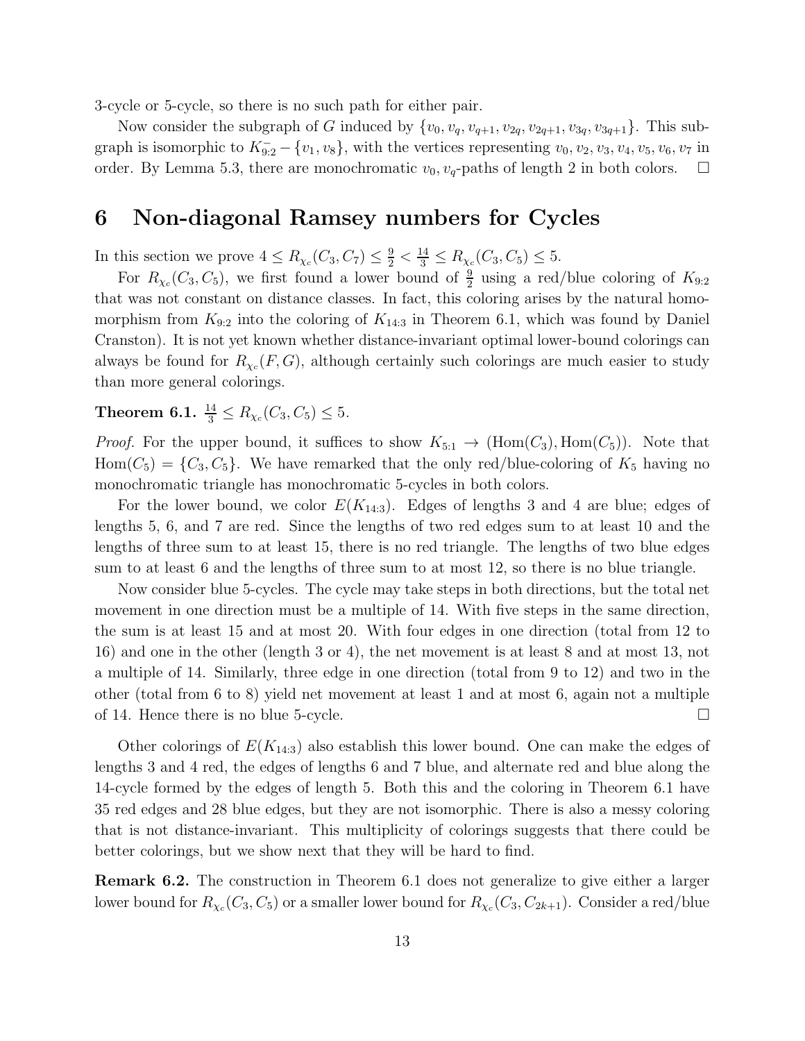3-cycle or 5-cycle, so there is no such path for either pair.

Now consider the subgraph of $G$ induced by $\{v_0, v_q, v_{q+1}, v_{2q}, v_{2q+1}, v_{3q}, v_{3q+1}\}$. This subgraph is isomorphic to $K_{9:2}^{-} - \{v_1, v_8\}$, with the vertices representing $v_0, v_2, v_3, v_4, v_5, v_6, v_7$ in order. By Lemma 5.3, there are monochromatic $v_0, v_q$-paths of length 2 in both colors. $\square$

# 6 Non-diagonal Ramsey numbers for Cycles

In this section we prove $4 \le R_{\chi_c}(C_3, C_7) \le \frac{9}{2} < \frac{14}{3} \le R_{\chi_c}(C_3, C_5) \le 5$.

For $R_{\chi_c}(C_3, C_5)$, we first found a lower bound of $\frac{9}{2}$ using a red/blue coloring of $K_{9:2}$ that was not constant on distance classes. In fact, this coloring arises by the natural homomorphism from $K_{9:2}$ into the coloring of $K_{14:3}$ in Theorem 6.1, which was found by Daniel Cranston). It is not yet known whether distance-invariant optimal lower-bound colorings can always be found for $R_{\chi_c}(F, G)$, although certainly such colorings are much easier to study than more general colorings.

**Theorem 6.1.** $\frac{14}{3} \le R_{\chi_c}(C_3, C_5) \le 5$.

*Proof.* For the upper bound, it suffices to show $K_{5:1} \to (\mathrm{Hom}(C_3), \mathrm{Hom}(C_5))$. Note that $\mathrm{Hom}(C_5) = \{C_3, C_5\}$. We have remarked that the only red/blue-coloring of $K_5$ having no monochromatic triangle has monochromatic 5-cycles in both colors.

For the lower bound, we color $E(K_{14:3})$. Edges of lengths 3 and 4 are blue; edges of lengths 5, 6, and 7 are red. Since the lengths of two red edges sum to at least 10 and the lengths of three sum to at least 15, there is no red triangle. The lengths of two blue edges sum to at least 6 and the lengths of three sum to at most 12, so there is no blue triangle.

Now consider blue 5-cycles. The cycle may take steps in both directions, but the total net movement in one direction must be a multiple of 14. With five steps in the same direction, the sum is at least 15 and at most 20. With four edges in one direction (total from 12 to 16) and one in the other (length 3 or 4), the net movement is at least 8 and at most 13, not a multiple of 14. Similarly, three edge in one direction (total from 9 to 12) and two in the other (total from 6 to 8) yield net movement at least 1 and at most 6, again not a multiple of 14. Hence there is no blue 5-cycle. $\square$

Other colorings of $E(K_{14:3})$ also establish this lower bound. One can make the edges of lengths 3 and 4 red, the edges of lengths 6 and 7 blue, and alternate red and blue along the 14-cycle formed by the edges of length 5. Both this and the coloring in Theorem 6.1 have 35 red edges and 28 blue edges, but they are not isomorphic. There is also a messy coloring that is not distance-invariant. This multiplicity of colorings suggests that there could be better colorings, but we show next that they will be hard to find.

**Remark 6.2.** The construction in Theorem 6.1 does not generalize to give either a larger lower bound for $R_{\chi_c}(C_3, C_5)$ or a smaller lower bound for $R_{\chi_c}(C_3, C_{2k+1})$. Consider a red/blue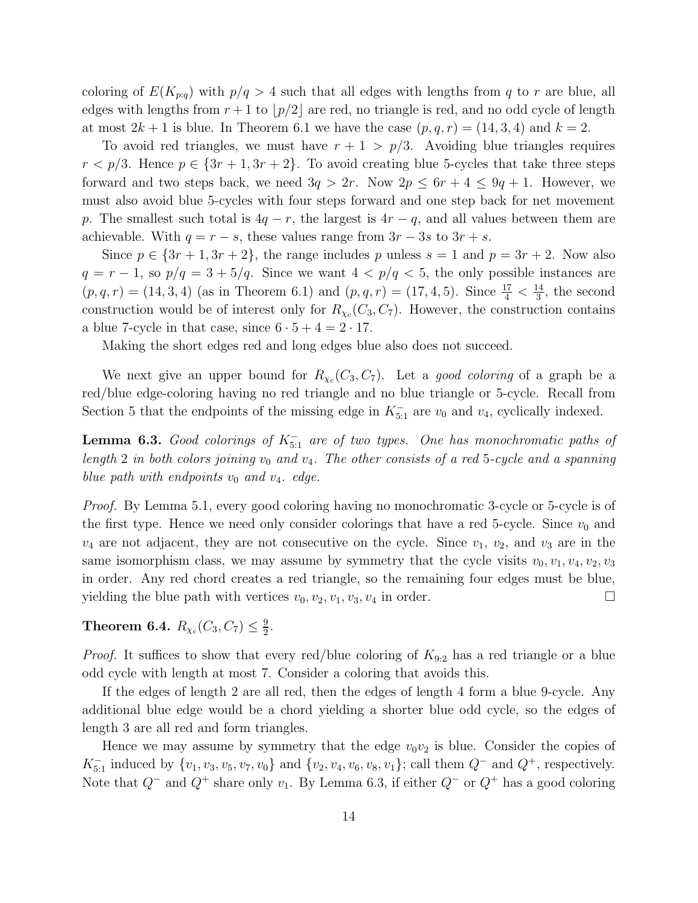coloring of $E(K_{p:q})$ with $p/q > 4$ such that all edges with lengths from $q$ to $r$ are blue, all edges with lengths from $r+1$ to $\lfloor p/2 \rfloor$ are red, no triangle is red, and no odd cycle of length at most $2k+1$ is blue. In Theorem 6.1 we have the case $(p, q, r) = (14, 3, 4)$ and $k = 2$.

To avoid red triangles, we must have $r + 1 > p/3$. Avoiding blue triangles requires $r < p/3$. Hence $p \in \{3r+1, 3r+2\}$. To avoid creating blue 5-cycles that take three steps forward and two steps back, we need $3q > 2r$. Now $2p \le 6r + 4 \le 9q + 1$. However, we must also avoid blue 5-cycles with four steps forward and one step back for net movement $p$. The smallest such total is $4q - r$, the largest is $4r - q$, and all values between them are achievable. With $q = r - s$, these values range from $3r - 3s$ to $3r + s$.

Since $p \in \{3r+1, 3r+2\}$, the range includes $p$ unless $s = 1$ and $p = 3r + 2$. Now also $q = r - 1$, so $p/q = 3 + 5/q$. Since we want $4 < p/q < 5$, the only possible instances are $(p, q, r) = (14, 3, 4)$ (as in Theorem 6.1) and $(p, q, r) = (17, 4, 5)$. Since $\frac{17}{4} < \frac{14}{3}$, the second construction would be of interest only for $R_{\chi_c}(C_3, C_7)$. However, the construction contains a blue 7-cycle in that case, since $6 \cdot 5 + 4 = 2 \cdot 17$.

Making the short edges red and long edges blue also does not succeed.

We next give an upper bound for $R_{\chi_c}(C_3, C_7)$. Let a *good coloring* of a graph be a red/blue edge-coloring having no red triangle and no blue triangle or 5-cycle. Recall from Section 5 that the endpoints of the missing edge in $K_{5:1}^-$ are $v_0$ and $v_4$, cyclically indexed.

**Lemma 6.3.** *Good colorings of $K_{5:1}^-$ are of two types. One has monochromatic paths of length 2 in both colors joining $v_0$ and $v_4$. The other consists of a red 5-cycle and a spanning blue path with endpoints $v_0$ and $v_4$. edge.*

*Proof.* By Lemma 5.1, every good coloring having no monochromatic 3-cycle or 5-cycle is of the first type. Hence we need only consider colorings that have a red 5-cycle. Since $v_0$ and $v_4$ are not adjacent, they are not consecutive on the cycle. Since $v_1$, $v_2$, and $v_3$ are in the same isomorphism class, we may assume by symmetry that the cycle visits $v_0, v_1, v_4, v_2, v_3$ in order. Any red chord creates a red triangle, so the remaining four edges must be blue, yielding the blue path with vertices $v_0, v_2, v_1, v_3, v_4$ in order. □

**Theorem 6.4.** $R_{\chi_c}(C_3, C_7) \le \frac{9}{2}$.

*Proof.* It suffices to show that every red/blue coloring of $K_{9:2}$ has a red triangle or a blue odd cycle with length at most 7. Consider a coloring that avoids this.

If the edges of length 2 are all red, then the edges of length 4 form a blue 9-cycle. Any additional blue edge would be a chord yielding a shorter blue odd cycle, so the edges of length 3 are all red and form triangles.

Hence we may assume by symmetry that the edge $v_0v_2$ is blue. Consider the copies of $K_{5:1}^-$ induced by $\{v_1, v_3, v_5, v_7, v_0\}$ and $\{v_2, v_4, v_6, v_8, v_1\}$; call them $Q^-$ and $Q^+$, respectively. Note that $Q^-$ and $Q^+$ share only $v_1$. By Lemma 6.3, if either $Q^-$ or $Q^+$ has a good coloring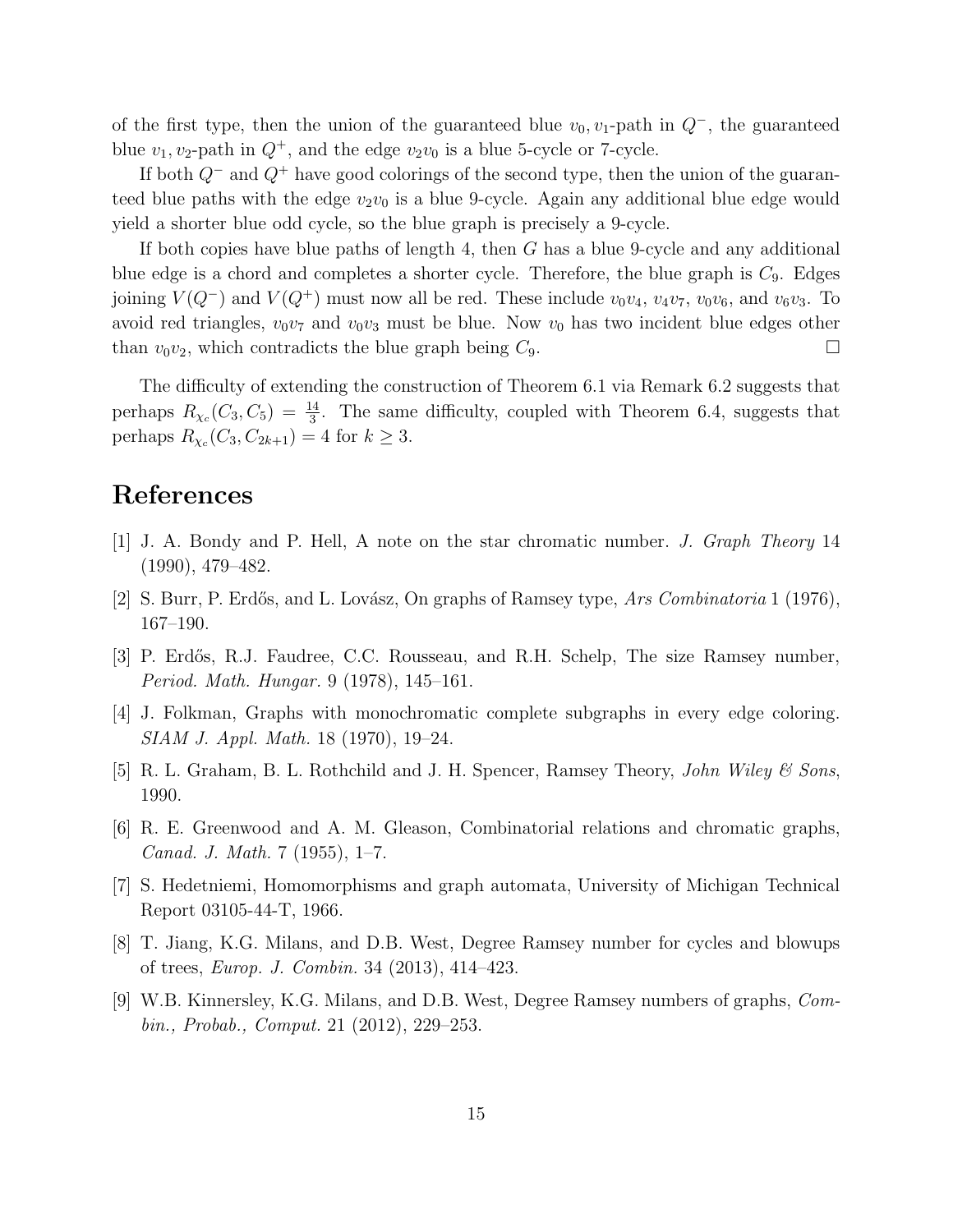of the first type, then the union of the guaranteed blue $v_0, v_1$-path in $Q^-$, the guaranteed blue $v_1, v_2$-path in $Q^+$, and the edge $v_2v_0$ is a blue 5-cycle or 7-cycle.

If both $Q^-$ and $Q^+$ have good colorings of the second type, then the union of the guaranteed blue paths with the edge $v_2v_0$ is a blue 9-cycle. Again any additional blue edge would yield a shorter blue odd cycle, so the blue graph is precisely a 9-cycle.

If both copies have blue paths of length 4, then $G$ has a blue 9-cycle and any additional blue edge is a chord and completes a shorter cycle. Therefore, the blue graph is $C_9$. Edges joining $V(Q^-)$ and $V(Q^+)$ must now all be red. These include $v_0v_4$, $v_4v_7$, $v_0v_6$, and $v_6v_3$. To avoid red triangles, $v_0v_7$ and $v_0v_3$ must be blue. Now $v_0$ has two incident blue edges other than $v_0v_2$, which contradicts the blue graph being $C_9$. $\square$

The difficulty of extending the construction of Theorem 6.1 via Remark 6.2 suggests that perhaps $R_{\chi_c}(C_3, C_5) = \frac{14}{3}$. The same difficulty, coupled with Theorem 6.4, suggests that perhaps $R_{\chi_c}(C_3, C_{2k+1}) = 4$ for $k \geq 3$.

# References

[1] J. A. Bondy and P. Hell, A note on the star chromatic number. *J. Graph Theory* 14 (1990), 479–482.

[2] S. Burr, P. Erdős, and L. Lovász, On graphs of Ramsey type, *Ars Combinatoria* 1 (1976), 167–190.

[3] P. Erdős, R.J. Faudree, C.C. Rousseau, and R.H. Schelp, The size Ramsey number, *Period. Math. Hungar.* 9 (1978), 145–161.

[4] J. Folkman, Graphs with monochromatic complete subgraphs in every edge coloring. *SIAM J. Appl. Math.* 18 (1970), 19–24.

[5] R. L. Graham, B. L. Rothchild and J. H. Spencer, Ramsey Theory, *John Wiley & Sons*, 1990.

[6] R. E. Greenwood and A. M. Gleason, Combinatorial relations and chromatic graphs, *Canad. J. Math.* 7 (1955), 1–7.

[7] S. Hedetniemi, Homomorphisms and graph automata, University of Michigan Technical Report 03105-44-T, 1966.

[8] T. Jiang, K.G. Milans, and D.B. West, Degree Ramsey number for cycles and blowups of trees, *Europ. J. Combin.* 34 (2013), 414–423.

[9] W.B. Kinnersley, K.G. Milans, and D.B. West, Degree Ramsey numbers of graphs, *Combin., Probab., Comput.* 21 (2012), 229–253.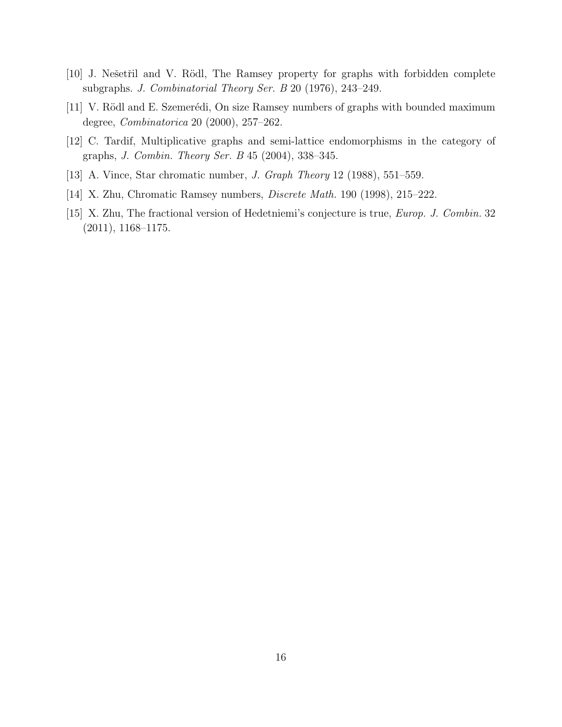[10] J. Nešetřil and V. Rödl, The Ramsey property for graphs with forbidden complete subgraphs. *J. Combinatorial Theory Ser. B* 20 (1976), 243–249.

[11] V. Rödl and E. Szemerédi, On size Ramsey numbers of graphs with bounded maximum degree, *Combinatorica* 20 (2000), 257–262.

[12] C. Tardif, Multiplicative graphs and semi-lattice endomorphisms in the category of graphs, *J. Combin. Theory Ser. B* 45 (2004), 338–345.

[13] A. Vince, Star chromatic number, *J. Graph Theory* 12 (1988), 551–559.

[14] X. Zhu, Chromatic Ramsey numbers, *Discrete Math.* 190 (1998), 215–222.

[15] X. Zhu, The fractional version of Hedetniemi's conjecture is true, *Europ. J. Combin.* 32 (2011), 1168–1175.